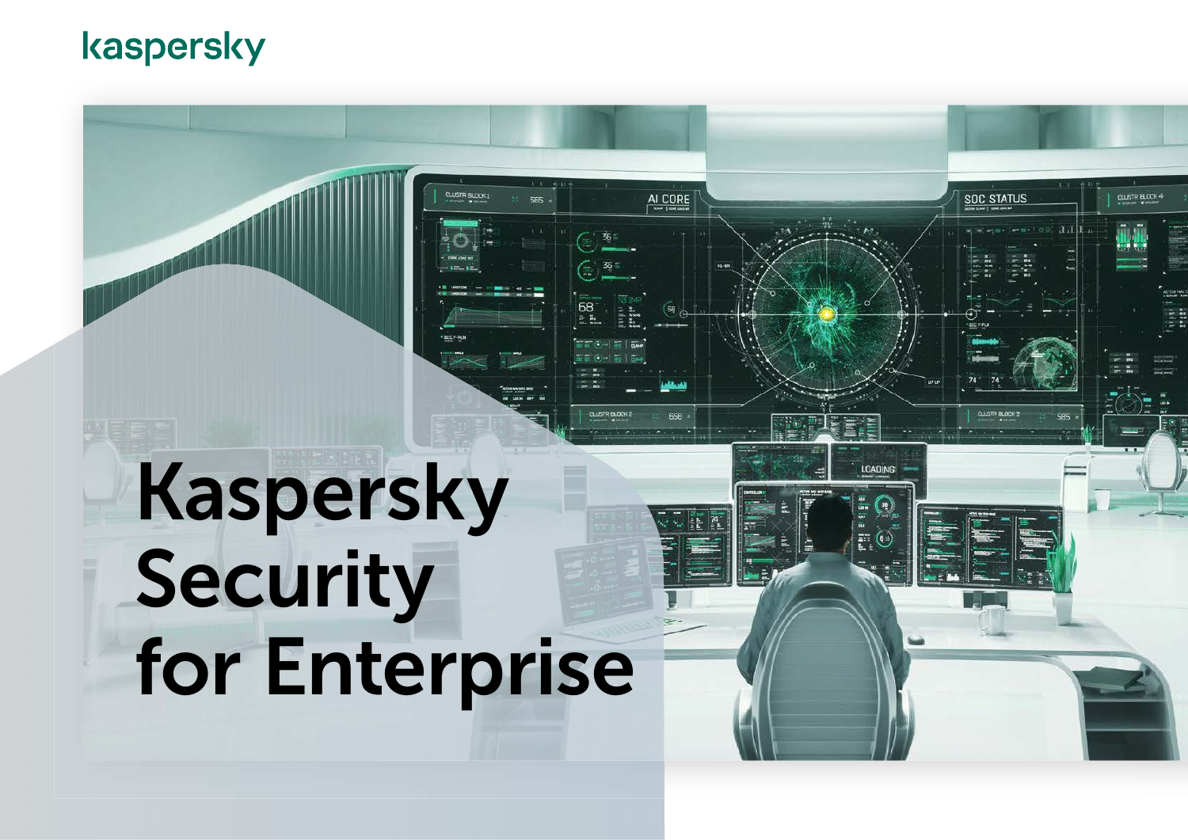kaspersky

# Kaspersky Security for Enterprise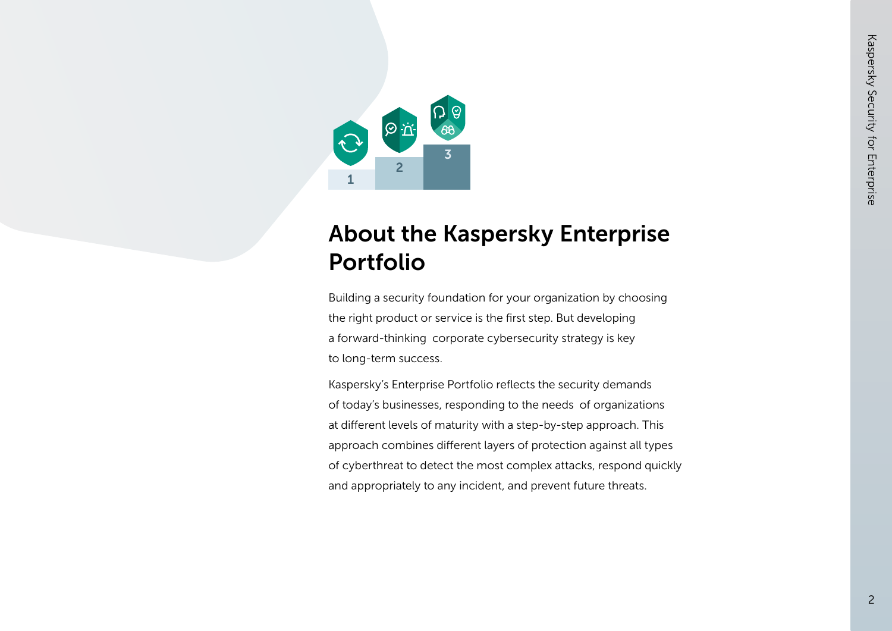# About the Kaspersky Enterprise Portfolio

Building a security foundation for your organization by choosing the right product or service is the first step. But developing a forward-thinking corporate cybersecurity strategy is key to long-term success.

Kaspersky's Enterprise Portfolio reflects the security demands of today's businesses, responding to the needs of organizations at different levels of maturity with a step-by-step approach. This approach combines different layers of protection against all types of cyberthreat to detect the most complex attacks, respond quickly and appropriately to any incident, and prevent future threats.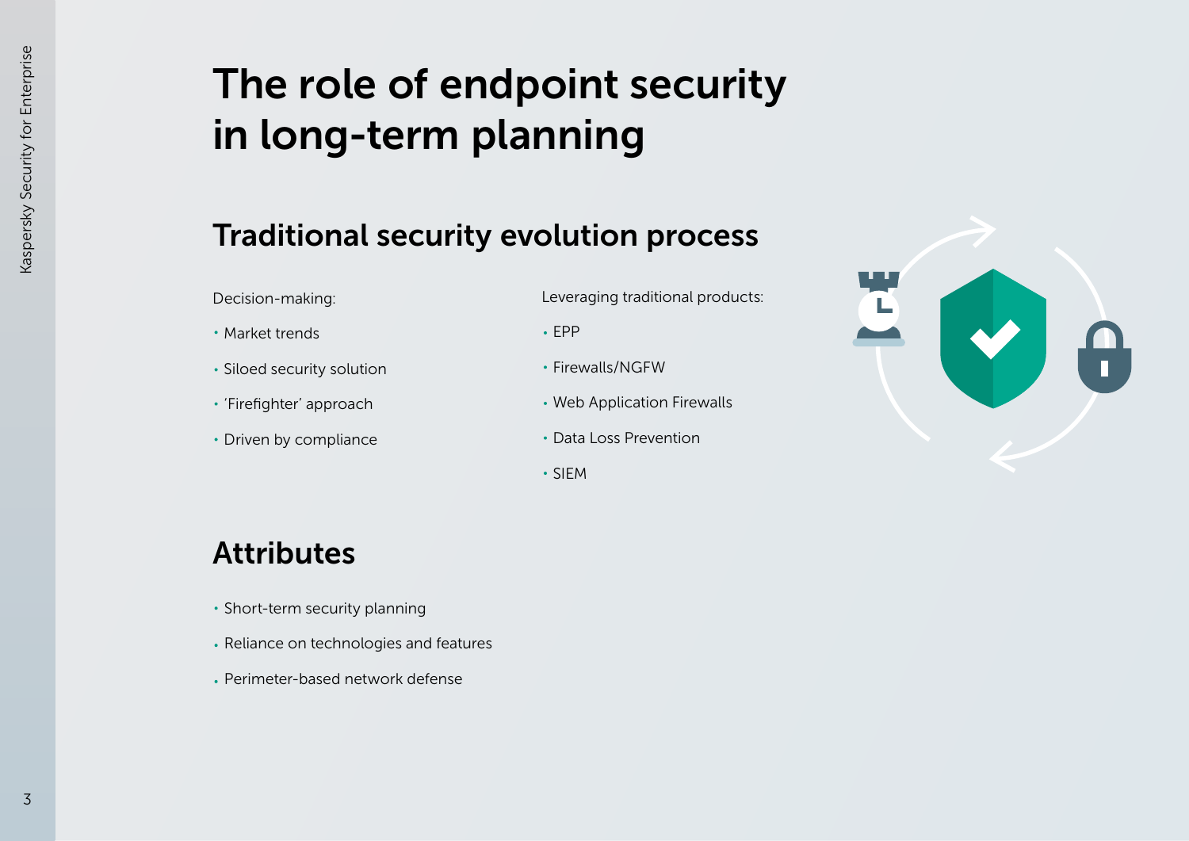# The role of endpoint security in long-term planning

## Traditional security evolution process

Decision-making:

- Market trends
- Siloed security solution
- 'Firefighter' approach
- Driven by compliance

Leveraging traditional products:

- EPP
- Firewalls/NGFW
- Web Application Firewalls
- Data Loss Prevention
- SIEM

## Attributes

- Short-term security planning
- Reliance on technologies and features
- Perimeter-based network defense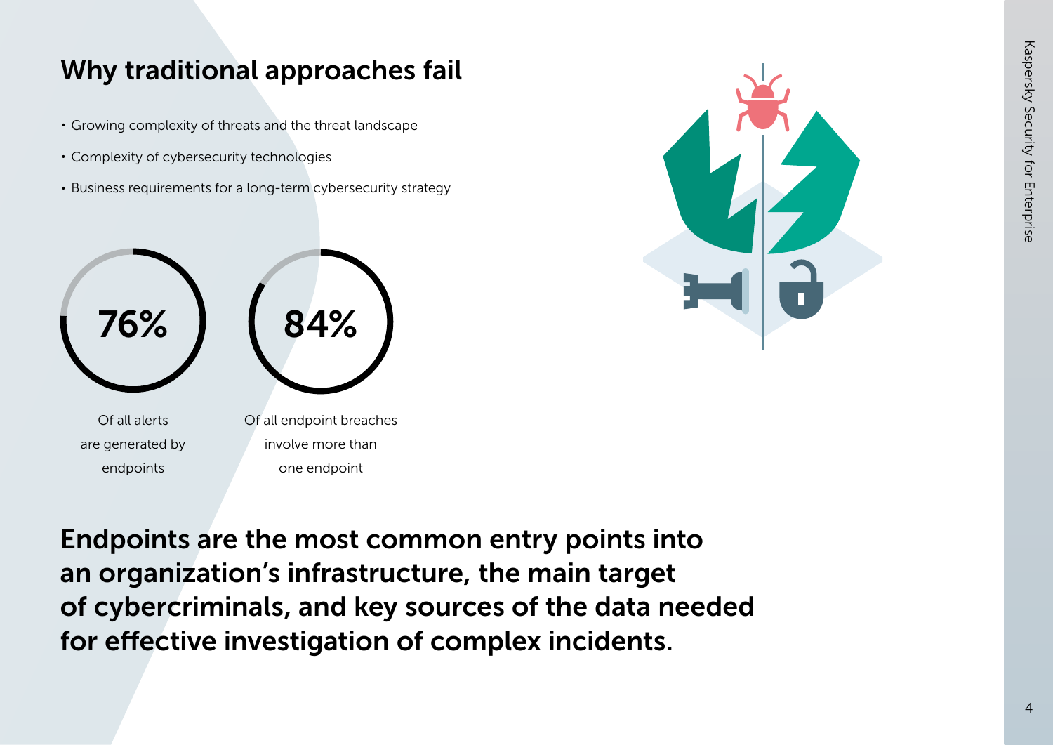## Why traditional approaches fail

- Growing complexity of threats and the threat landscape
- Complexity of cybersecurity technologies
- Business requirements for a long-term cybersecurity strategy

**76%**

Of all alerts are generated by endpoints

**84%**

Of all endpoint breaches involve more than one endpoint

**Endpoints are the most common entry points into an organization's infrastructure, the main target of cybercriminals, and key sources of the data needed for effective investigation of complex incidents.**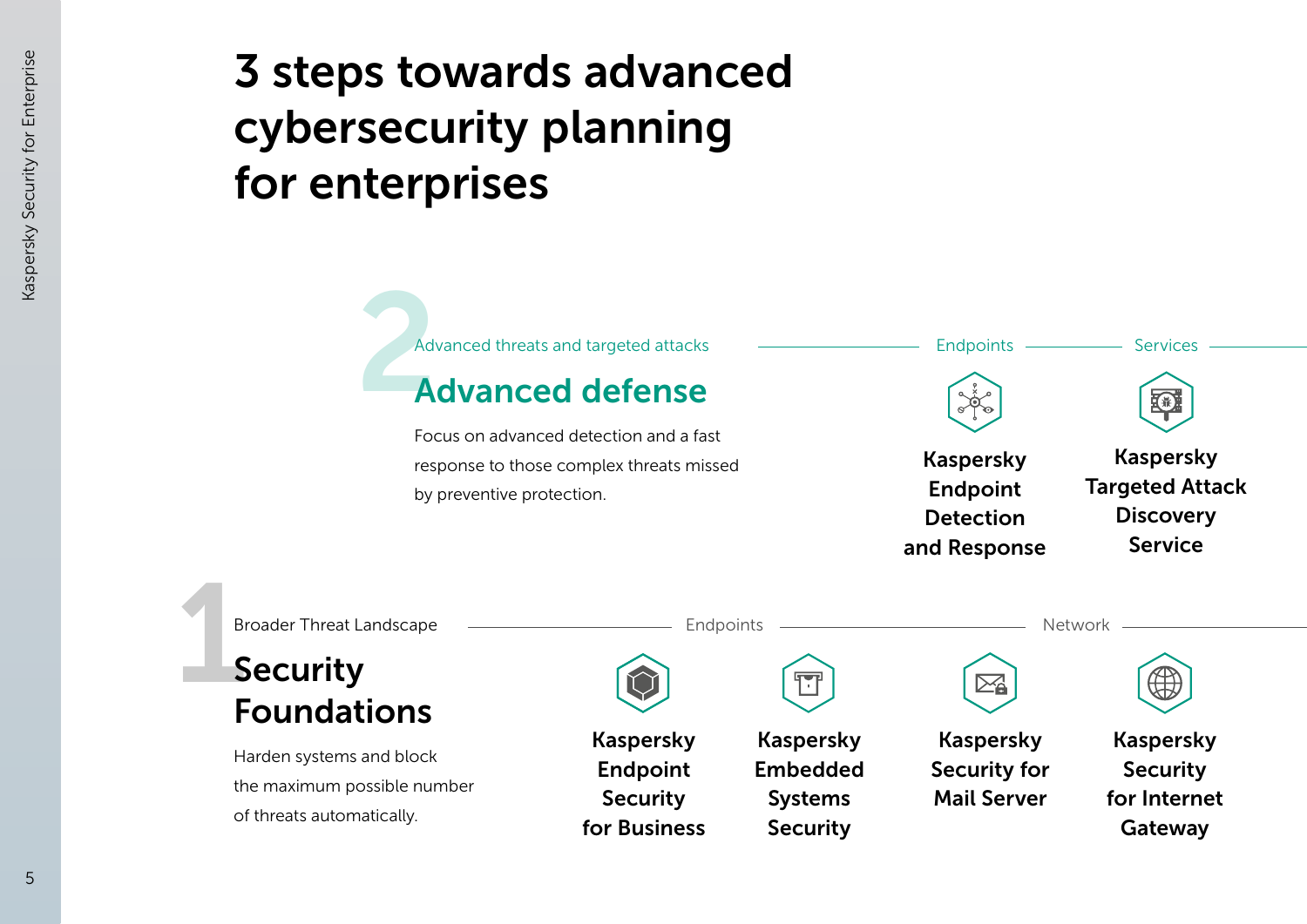# 3 steps towards advanced cybersecurity planning for enterprises

## 2 Advanced defense

Advanced threats and targeted attacks

Focus on advanced detection and a fast response to those complex threats missed by preventive protection.

**Endpoints**

- Kaspersky Endpoint Detection and Response

**Services**

- Kaspersky Targeted Attack Discovery Service

## 1 Security Foundations

Broader Threat Landscape

Harden systems and block the maximum possible number of threats automatically.

**Endpoints**

- Kaspersky Endpoint Security for Business
- Kaspersky Embedded Systems Security

**Network**

- Kaspersky Security for Mail Server
- Kaspersky Security for Internet Gateway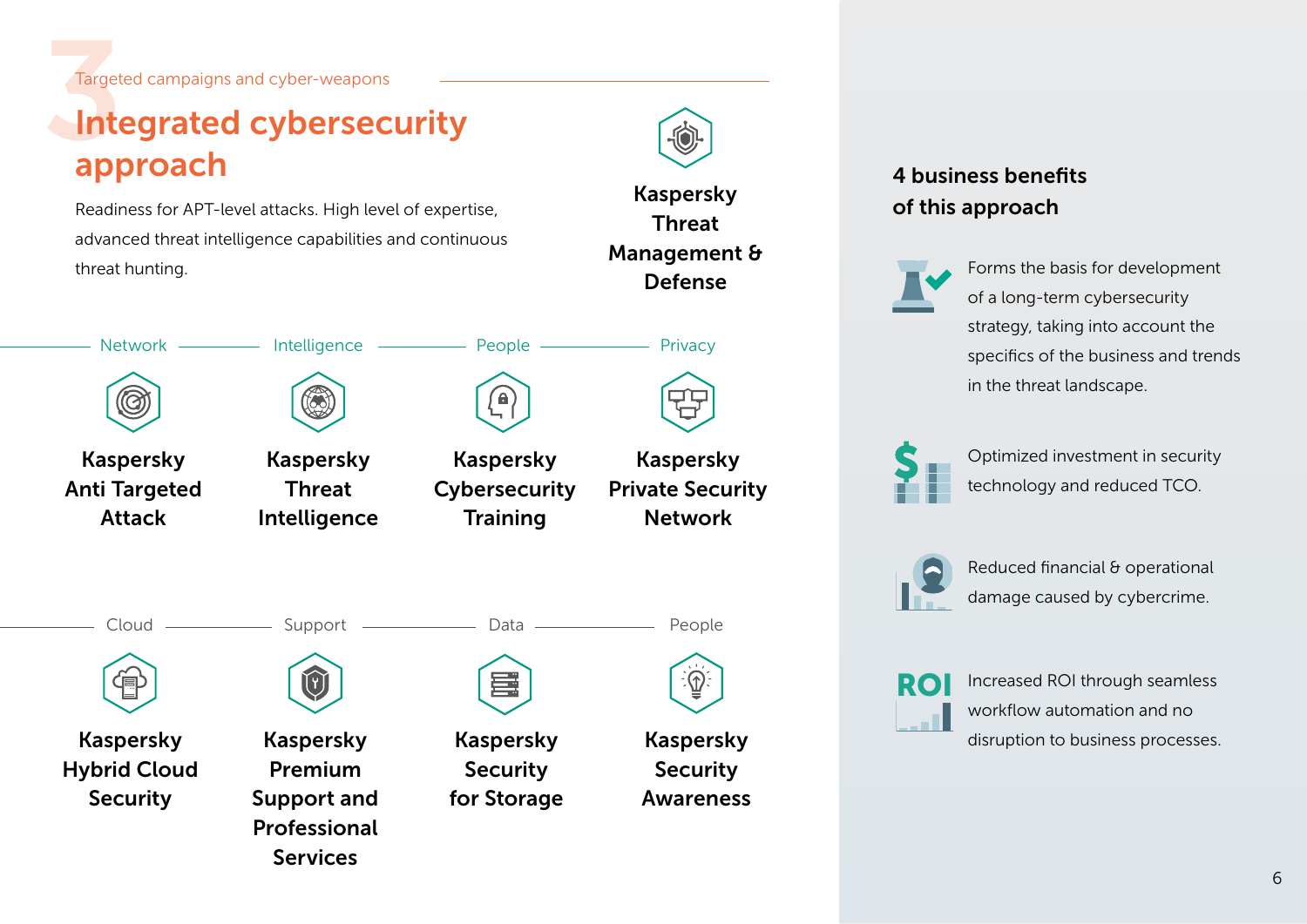Targeted campaigns and cyber-weapons

# Integrated cybersecurity approach

Readiness for APT-level attacks. High level of expertise, advanced threat intelligence capabilities and continuous threat hunting.

**Kaspersky Threat Management & Defense**

Network — **Kaspersky Anti Targeted Attack**

Intelligence — **Kaspersky Threat Intelligence**

People — **Kaspersky Cybersecurity Training**

Privacy — **Kaspersky Private Security Network**

Cloud — **Kaspersky Hybrid Cloud Security**

Support — **Kaspersky Premium Support and Professional Services**

Data — **Kaspersky Security for Storage**

People — **Kaspersky Security Awareness**

## 4 business benefits of this approach

- Forms the basis for development of a long-term cybersecurity strategy, taking into account the specifics of the business and trends in the threat landscape.
- Optimized investment in security technology and reduced TCO.
- Reduced financial & operational damage caused by cybercrime.
- Increased ROI through seamless workflow automation and no disruption to business processes.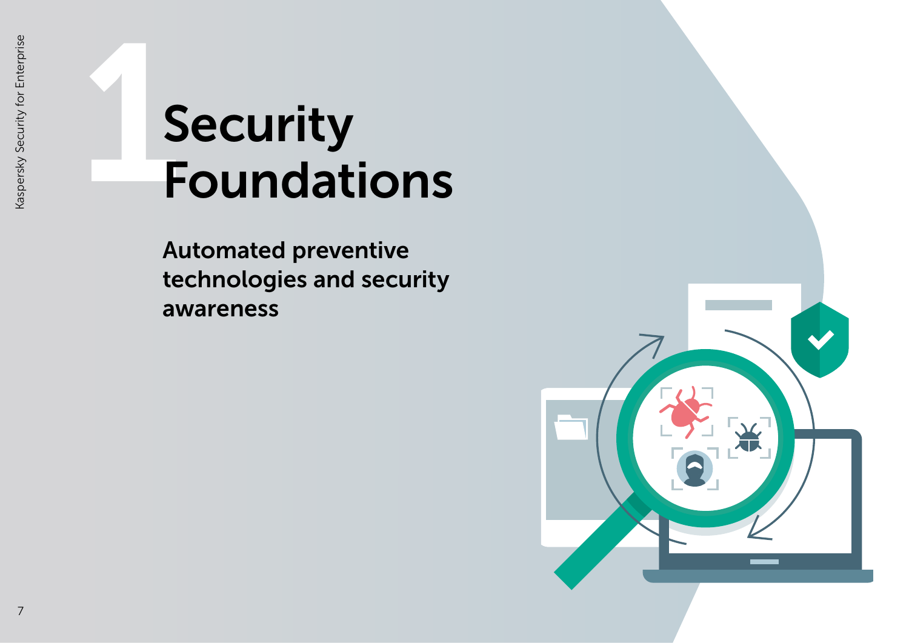# 1 Security Foundations

**Automated preventive technologies and security awareness**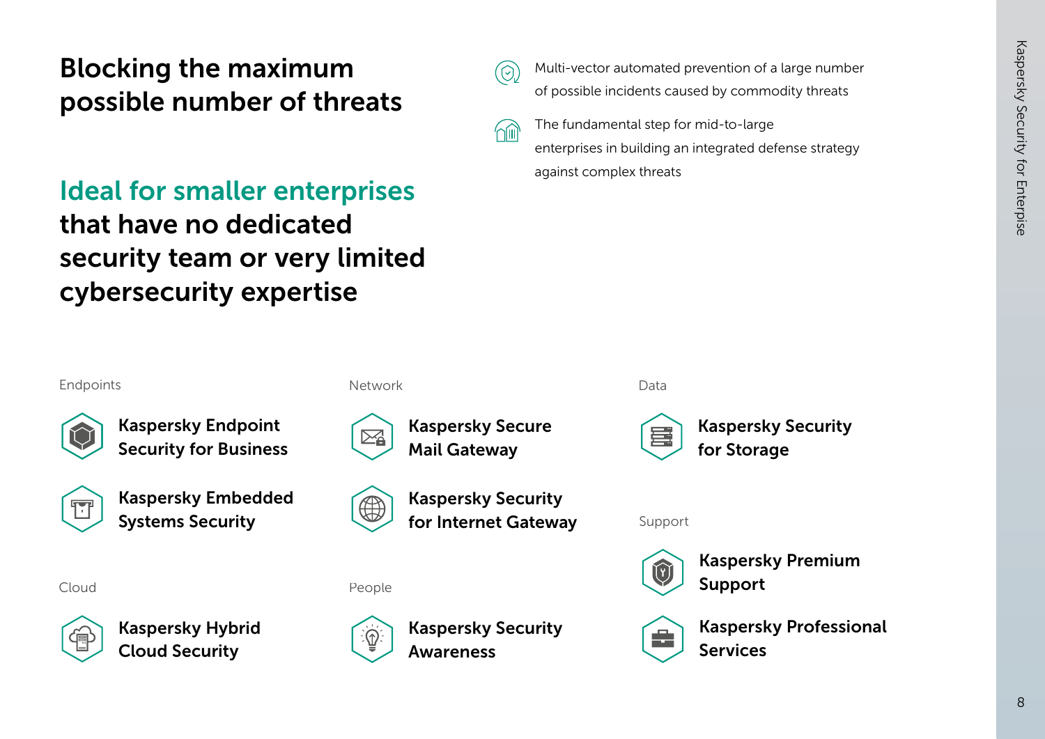# Blocking the maximum possible number of threats

## Ideal for smaller enterprises that have no dedicated security team or very limited cybersecurity expertise

- Multi-vector automated prevention of a large number of possible incidents caused by commodity threats
- The fundamental step for mid-to-large enterprises in building an integrated defense strategy against complex threats

Endpoints

- **Kaspersky Endpoint Security for Business**
- **Kaspersky Embedded Systems Security**

Cloud

- **Kaspersky Hybrid Cloud Security**

Network

- **Kaspersky Secure Mail Gateway**
- **Kaspersky Security for Internet Gateway**

People

- **Kaspersky Security Awareness**

Data

- **Kaspersky Security for Storage**

Support

- **Kaspersky Premium Support**
- **Kaspersky Professional Services**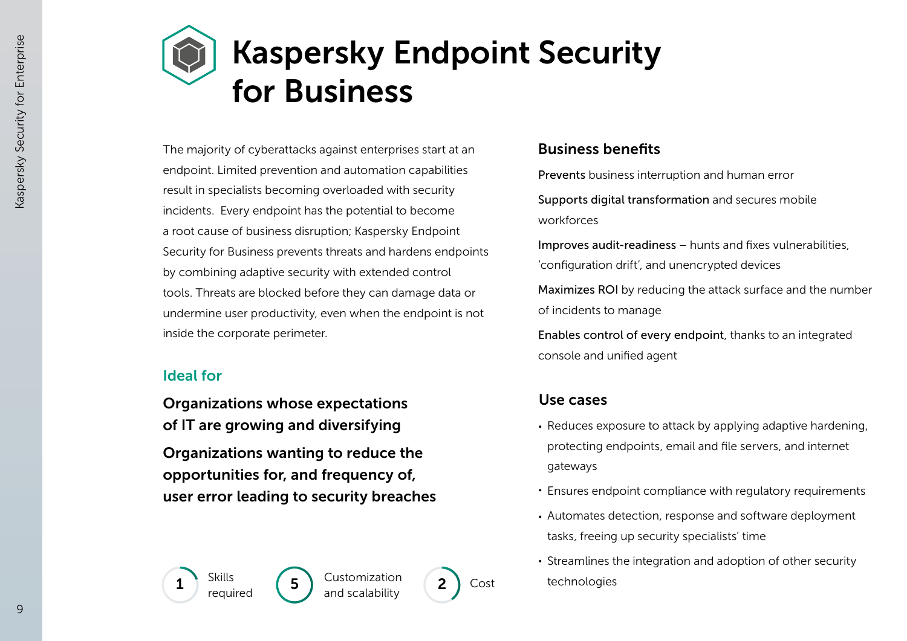# Kaspersky Endpoint Security for Business

The majority of cyberattacks against enterprises start at an endpoint. Limited prevention and automation capabilities result in specialists becoming overloaded with security incidents.  Every endpoint has the potential to become a root cause of business disruption; Kaspersky Endpoint Security for Business prevents threats and hardens endpoints by combining adaptive security with extended control tools. Threats are blocked before they can damage data or undermine user productivity, even when the endpoint is not inside the corporate perimeter.

## Ideal for

**Organizations whose expectations of IT are growing and diversifying**

**Organizations wanting to reduce the opportunities for, and frequency of, user error leading to security breaches**

**1** Skills required

**5** Customization and scalability

**2** Cost

## Business benefits

Prevents business interruption and human error

Supports digital transformation and secures mobile workforces

Improves audit-readiness – hunts and fixes vulnerabilities, 'configuration drift', and unencrypted devices

Maximizes ROI by reducing the attack surface and the number of incidents to manage

Enables control of every endpoint, thanks to an integrated console and unified agent

## Use cases

- Reduces exposure to attack by applying adaptive hardening, protecting endpoints, email and file servers, and internet gateways
- Ensures endpoint compliance with regulatory requirements
- Automates detection, response and software deployment tasks, freeing up security specialists' time
- Streamlines the integration and adoption of other security technologies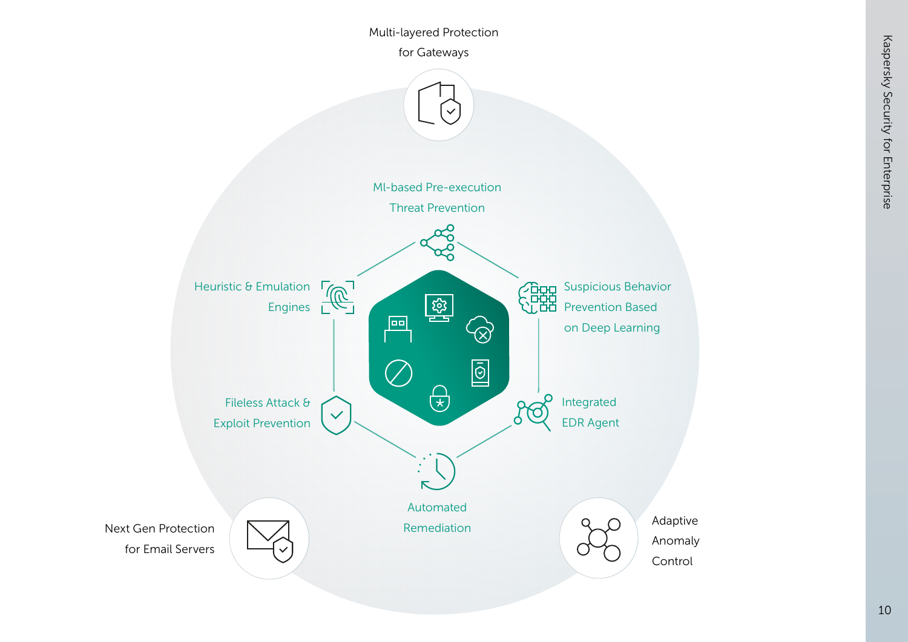Multi-layered Protection for Gateways

Ml-based Pre-execution Threat Prevention

Heuristic & Emulation Engines

Suspicious Behavior Prevention Based on Deep Learning

Fileless Attack & Exploit Prevention

Integrated EDR Agent

Automated Remediation

Next Gen Protection for Email Servers

Adaptive Anomaly Control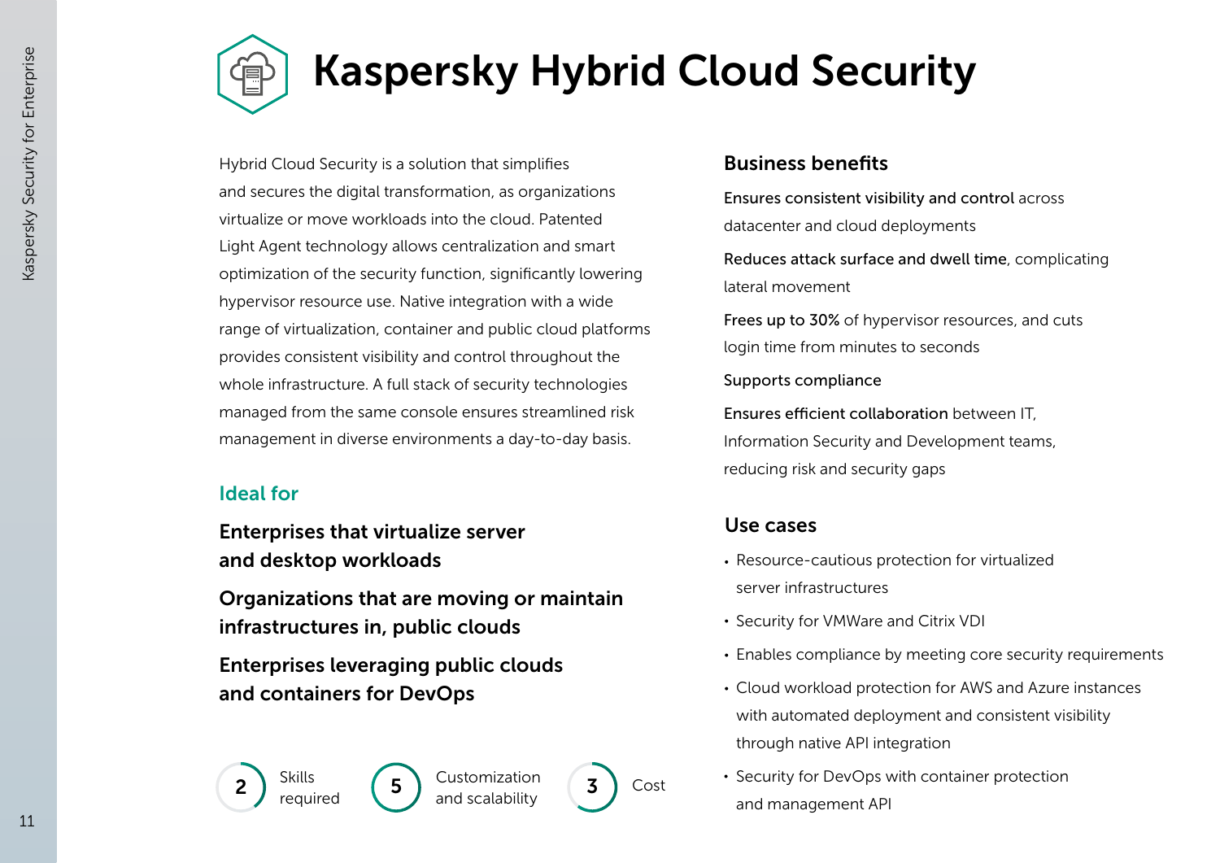# Kaspersky Hybrid Cloud Security

Hybrid Cloud Security is a solution that simplifies and secures the digital transformation, as organizations virtualize or move workloads into the cloud. Patented Light Agent technology allows centralization and smart optimization of the security function, significantly lowering hypervisor resource use. Native integration with a wide range of virtualization, container and public cloud platforms provides consistent visibility and control throughout the whole infrastructure. A full stack of security technologies managed from the same console ensures streamlined risk management in diverse environments a day-to-day basis.

## Ideal for

**Enterprises that virtualize server and desktop workloads**

**Organizations that are moving or maintain infrastructures in, public clouds**

**Enterprises leveraging public clouds and containers for DevOps**

**2** Skills required

**5** Customization and scalability

**3** Cost

## Business benefits

**Ensures consistent visibility and control** across datacenter and cloud deployments

**Reduces attack surface and dwell time**, complicating lateral movement

**Frees up to 30%** of hypervisor resources, and cuts login time from minutes to seconds

**Supports compliance**

**Ensures efficient collaboration** between IT, Information Security and Development teams, reducing risk and security gaps

## Use cases

- Resource-cautious protection for virtualized server infrastructures
- Security for VMWare and Citrix VDI
- Enables compliance by meeting core security requirements
- Cloud workload protection for AWS and Azure instances with automated deployment and consistent visibility through native API integration
- Security for DevOps with container protection and management API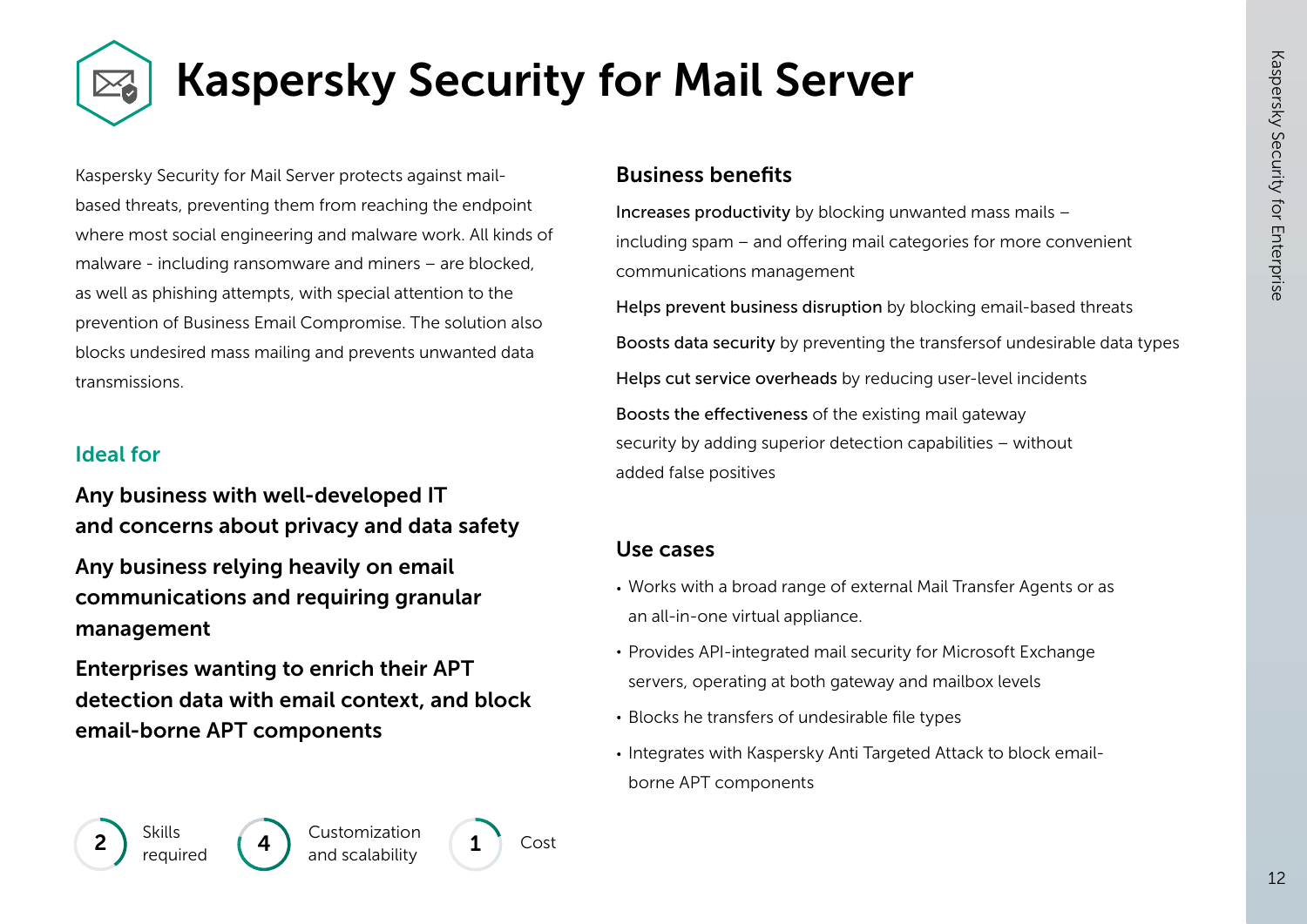# Kaspersky Security for Mail Server

Kaspersky Security for Mail Server protects against mail-based threats, preventing them from reaching the endpoint where most social engineering and malware work. All kinds of malware - including ransomware and miners – are blocked, as well as phishing attempts, with special attention to the prevention of Business Email Compromise. The solution also blocks undesired mass mailing and prevents unwanted data transmissions.

## Ideal for

**Any business with well-developed IT and concerns about privacy and data safety**

**Any business relying heavily on email communications and requiring granular management**

**Enterprises wanting to enrich their APT detection data with email context, and block email-borne APT components**

2 Skills required

4 Customization and scalability

1 Cost

## Business benefits

Increases productivity by blocking unwanted mass mails – including spam – and offering mail categories for more convenient communications management

Helps prevent business disruption by blocking email-based threats

Boosts data security by preventing the transfersof undesirable data types

Helps cut service overheads by reducing user-level incidents

Boosts the effectiveness of the existing mail gateway security by adding superior detection capabilities – without added false positives

## Use cases

- Works with a broad range of external Mail Transfer Agents or as an all-in-one virtual appliance.
- Provides API-integrated mail security for Microsoft Exchange servers, operating at both gateway and mailbox levels
- Blocks he transfers of undesirable file types
- Integrates with Kaspersky Anti Targeted Attack to block email-borne APT components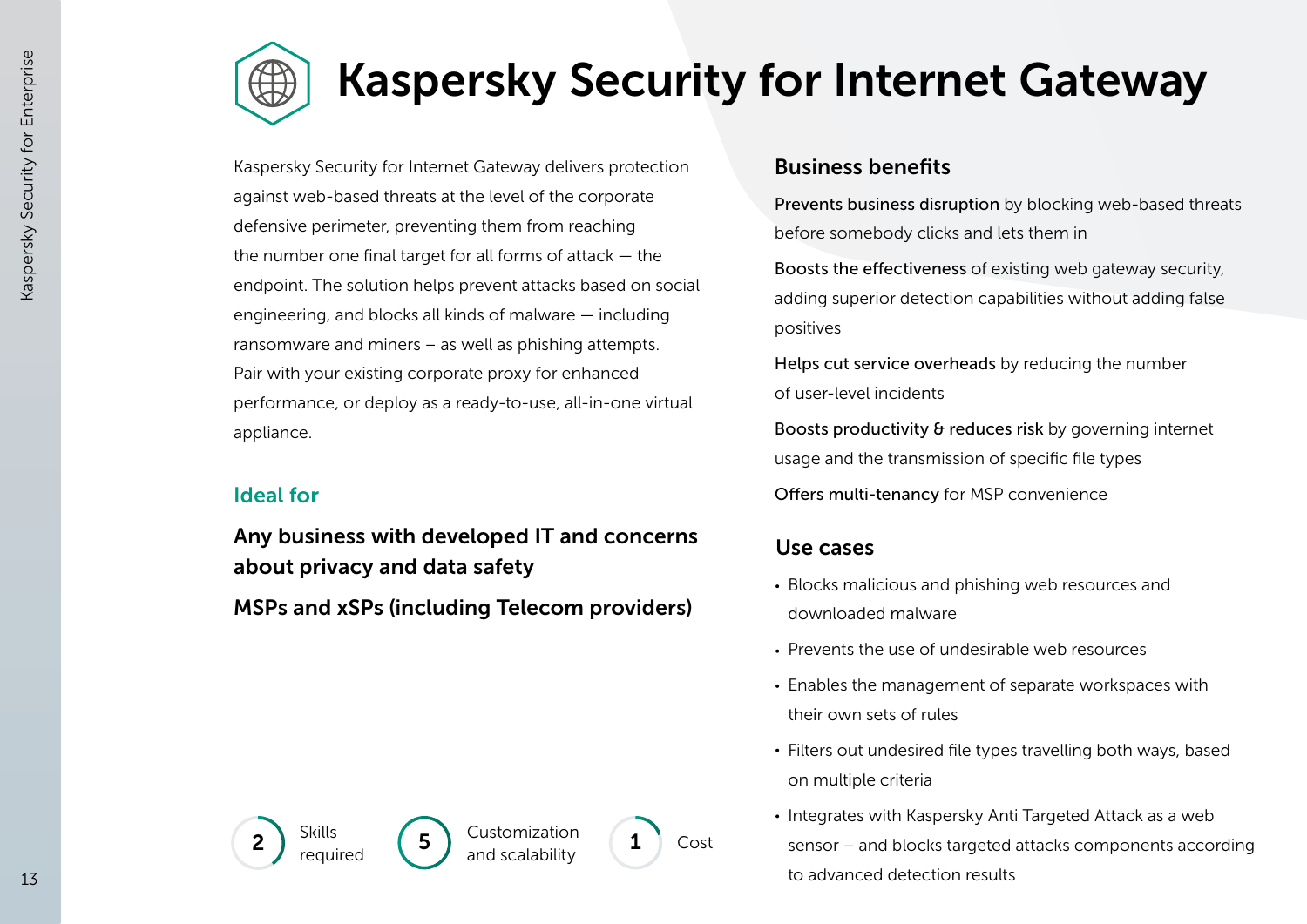# Kaspersky Security for Internet Gateway

Kaspersky Security for Internet Gateway delivers protection against web-based threats at the level of the corporate defensive perimeter, preventing them from reaching the number one final target for all forms of attack — the endpoint. The solution helps prevent attacks based on social engineering, and blocks all kinds of malware — including ransomware and miners – as well as phishing attempts. Pair with your existing corporate proxy for enhanced performance, or deploy as a ready-to-use, all-in-one virtual appliance.

## Ideal for

**Any business with developed IT and concerns about privacy and data safety**

**MSPs and xSPs (including Telecom providers)**

**2** Skills required

**5** Customization and scalability

**1** Cost

## Business benefits

**Prevents business disruption** by blocking web-based threats before somebody clicks and lets them in

**Boosts the effectiveness** of existing web gateway security, adding superior detection capabilities without adding false positives

**Helps cut service overheads** by reducing the number of user-level incidents

**Boosts productivity & reduces risk** by governing internet usage and the transmission of specific file types

**Offers multi-tenancy** for MSP convenience

## Use cases

- Blocks malicious and phishing web resources and downloaded malware
- Prevents the use of undesirable web resources
- Enables the management of separate workspaces with their own sets of rules
- Filters out undesired file types travelling both ways, based on multiple criteria
- Integrates with Kaspersky Anti Targeted Attack as a web sensor – and blocks targeted attacks components according to advanced detection results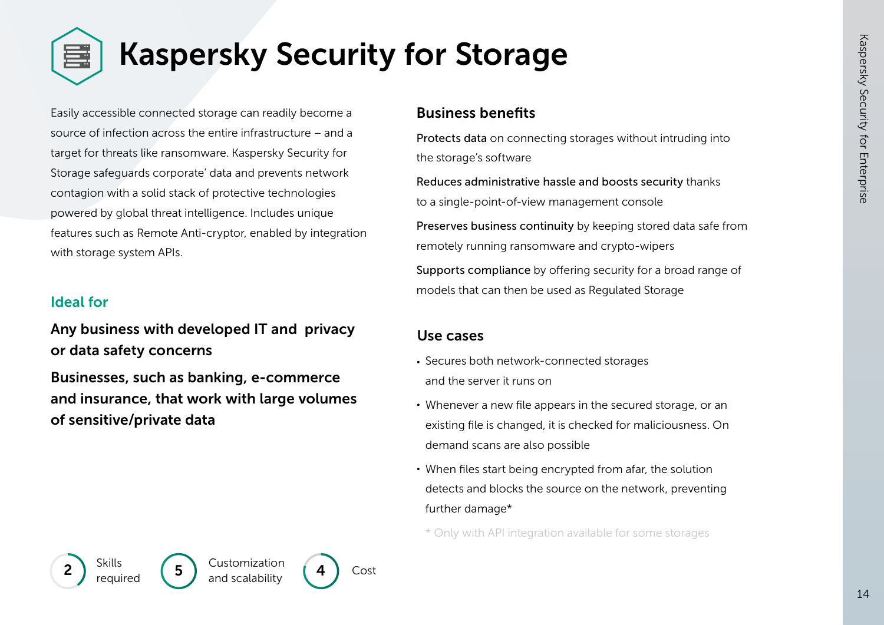# Kaspersky Security for Storage

Easily accessible connected storage can readily become a source of infection across the entire infrastructure – and a target for threats like ransomware. Kaspersky Security for Storage safeguards corporate' data and prevents network contagion with a solid stack of protective technologies powered by global threat intelligence. Includes unique features such as Remote Anti-cryptor, enabled by integration with storage system APIs.

## Ideal for

**Any business with developed IT and privacy or data safety concerns**

**Businesses, such as banking, e-commerce and insurance, that work with large volumes of sensitive/private data**

2 Skills required

5 Customization and scalability

4 Cost

## Business benefits

**Protects data** on connecting storages without intruding into the storage's software

**Reduces administrative hassle and boosts security** thanks to a single-point-of-view management console

**Preserves business continuity** by keeping stored data safe from remotely running ransomware and crypto-wipers

**Supports compliance** by offering security for a broad range of models that can then be used as Regulated Storage

## Use cases

- Secures both network-connected storages and the server it runs on
- Whenever a new file appears in the secured storage, or an existing file is changed, it is checked for maliciousness. On demand scans are also possible
- When files start being encrypted from afar, the solution detects and blocks the source on the network, preventing further damage*

* Only with API integration available for some storages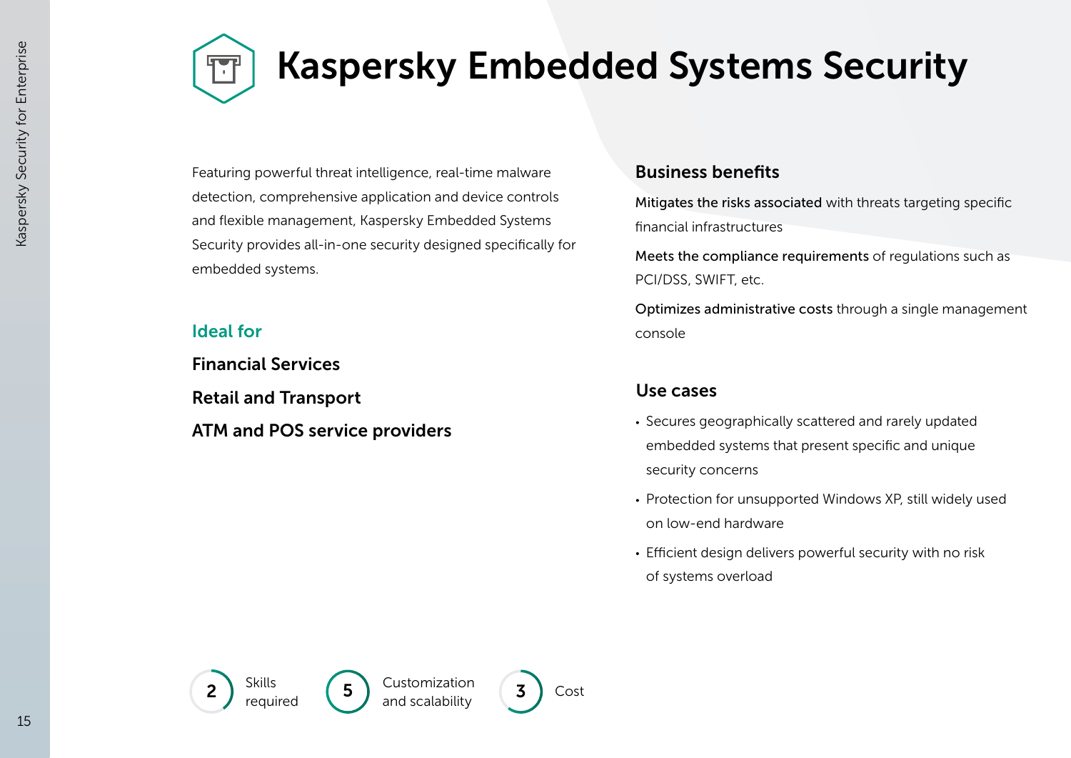# Kaspersky Embedded Systems Security

Featuring powerful threat intelligence, real-time malware detection, comprehensive application and device controls and flexible management, Kaspersky Embedded Systems Security provides all-in-one security designed specifically for embedded systems.

## Ideal for

**Financial Services**

**Retail and Transport**

**ATM and POS service providers**

## Business benefits

**Mitigates the risks associated** with threats targeting specific financial infrastructures

**Meets the compliance requirements** of regulations such as PCI/DSS, SWIFT, etc.

**Optimizes administrative costs** through a single management console

## Use cases

- Secures geographically scattered and rarely updated embedded systems that present specific and unique security concerns
- Protection for unsupported Windows XP, still widely used on low-end hardware
- Efficient design delivers powerful security with no risk of systems overload

2 Skills required

5 Customization and scalability

3 Cost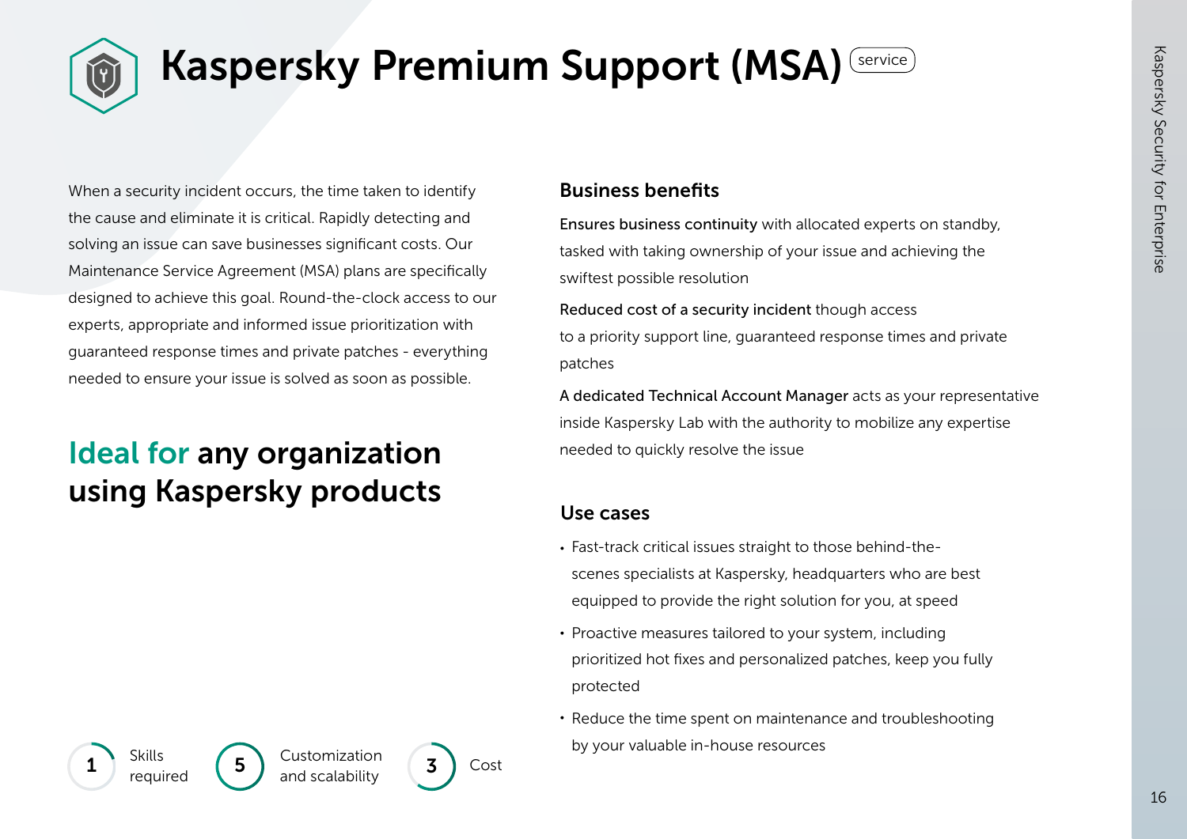# Kaspersky Premium Support (MSA) service

When a security incident occurs, the time taken to identify the cause and eliminate it is critical. Rapidly detecting and solving an issue can save businesses significant costs. Our Maintenance Service Agreement (MSA) plans are specifically designed to achieve this goal. Round-the-clock access to our experts, appropriate and informed issue prioritization with guaranteed response times and private patches - everything needed to ensure your issue is solved as soon as possible.

## Ideal for any organization using Kaspersky products

1 Skills required

5 Customization and scalability

3 Cost

### Business benefits

**Ensures business continuity** with allocated experts on standby, tasked with taking ownership of your issue and achieving the swiftest possible resolution

**Reduced cost of a security incident** though access to a priority support line, guaranteed response times and private patches

**A dedicated Technical Account Manager** acts as your representative inside Kaspersky Lab with the authority to mobilize any expertise needed to quickly resolve the issue

### Use cases

- Fast-track critical issues straight to those behind-the-scenes specialists at Kaspersky, headquarters who are best equipped to provide the right solution for you, at speed
- Proactive measures tailored to your system, including prioritized hot fixes and personalized patches, keep you fully protected
- Reduce the time spent on maintenance and troubleshooting by your valuable in-house resources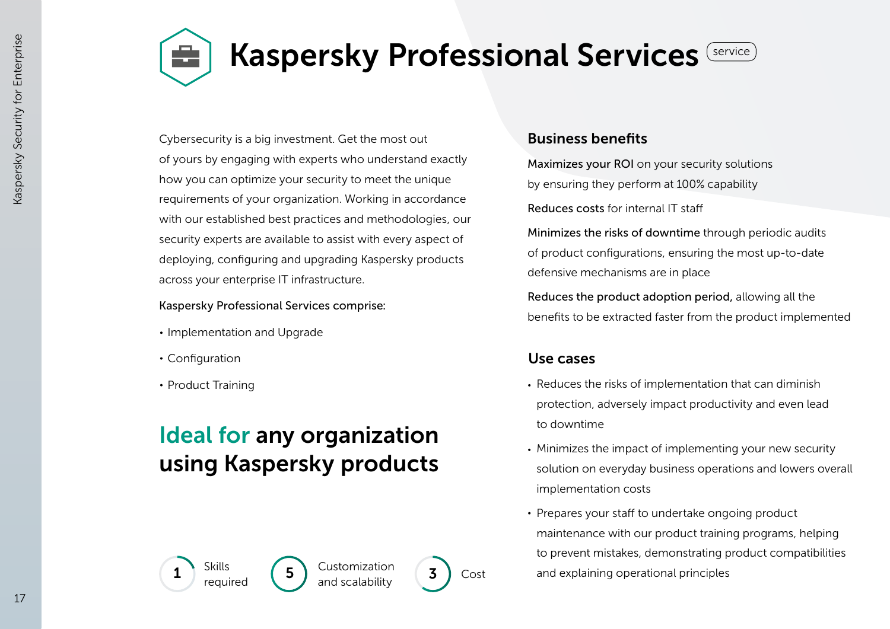# Kaspersky Professional Services

service

Cybersecurity is a big investment. Get the most out of yours by engaging with experts who understand exactly how you can optimize your security to meet the unique requirements of your organization. Working in accordance with our established best practices and methodologies, our security experts are available to assist with every aspect of deploying, configuring and upgrading Kaspersky products across your enterprise IT infrastructure.

Kaspersky Professional Services comprise:

- Implementation and Upgrade
- Configuration
- Product Training

## Ideal for any organization using Kaspersky products

**1** Skills required

**5** Customization and scalability

**3** Cost

### Business benefits

**Maximizes your ROI** on your security solutions by ensuring they perform at 100% capability

**Reduces costs** for internal IT staff

**Minimizes the risks of downtime** through periodic audits of product configurations, ensuring the most up-to-date defensive mechanisms are in place

**Reduces the product adoption period,** allowing all the benefits to be extracted faster from the product implemented

### Use cases

- Reduces the risks of implementation that can diminish protection, adversely impact productivity and even lead to downtime
- Minimizes the impact of implementing your new security solution on everyday business operations and lowers overall implementation costs
- Prepares your staff to undertake ongoing product maintenance with our product training programs, helping to prevent mistakes, demonstrating product compatibilities and explaining operational principles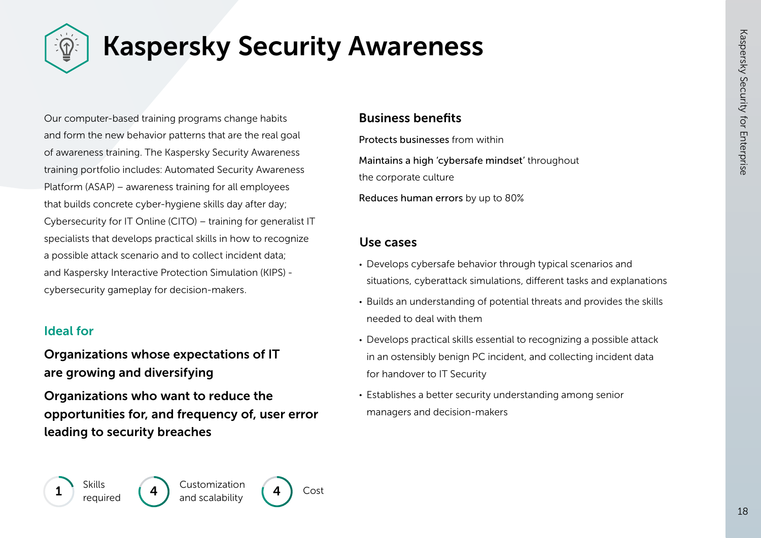# Kaspersky Security Awareness

Our computer-based training programs change habits and form the new behavior patterns that are the real goal of awareness training. The Kaspersky Security Awareness training portfolio includes: Automated Security Awareness Platform (ASAP) – awareness training for all employees that builds concrete cyber-hygiene skills day after day; Cybersecurity for IT Online (CITO) – training for generalist IT specialists that develops practical skills in how to recognize a possible attack scenario and to collect incident data; and Kaspersky Interactive Protection Simulation (KIPS) - cybersecurity gameplay for decision-makers.

## Ideal for

**Organizations whose expectations of IT are growing and diversifying**

**Organizations who want to reduce the opportunities for, and frequency of, user error leading to security breaches**

1 Skills required

4 Customization and scalability

4 Cost

## Business benefits

**Protects businesses** from within

**Maintains a high 'cybersafe mindset'** throughout the corporate culture

**Reduces human errors** by up to 80%

## Use cases

- Develops cybersafe behavior through typical scenarios and situations, cyberattack simulations, different tasks and explanations
- Builds an understanding of potential threats and provides the skills needed to deal with them
- Develops practical skills essential to recognizing a possible attack in an ostensibly benign PC incident, and collecting incident data for handover to IT Security
- Establishes a better security understanding among senior managers and decision-makers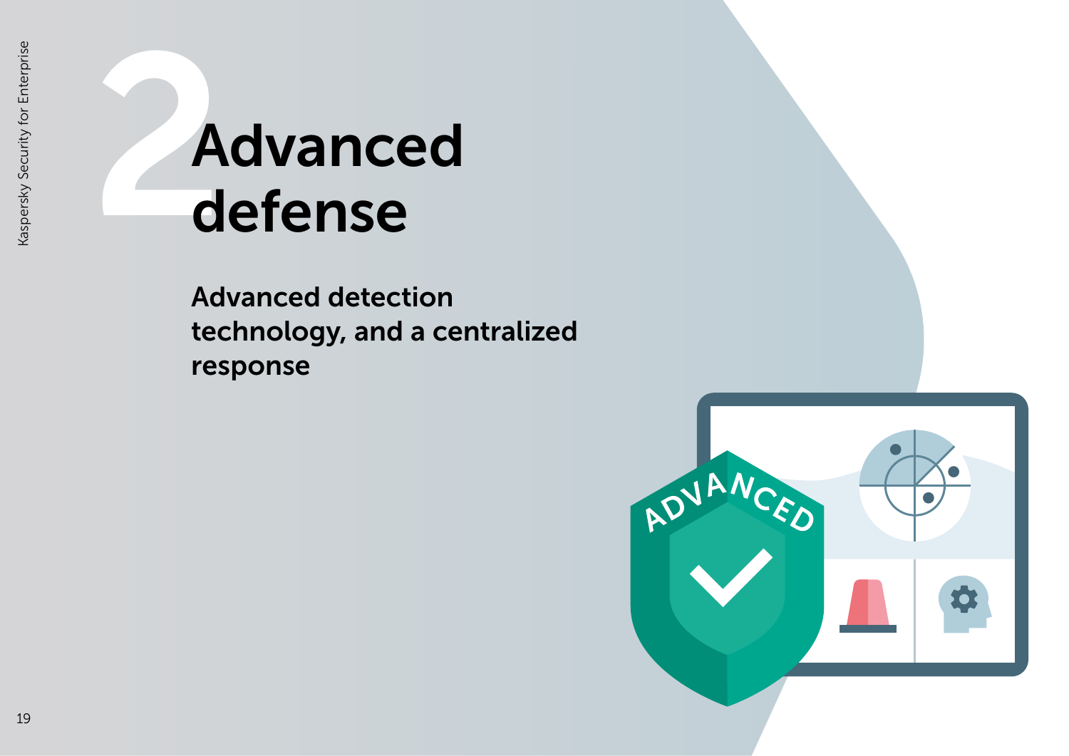# 2 Advanced defense

**Advanced detection technology, and a centralized response**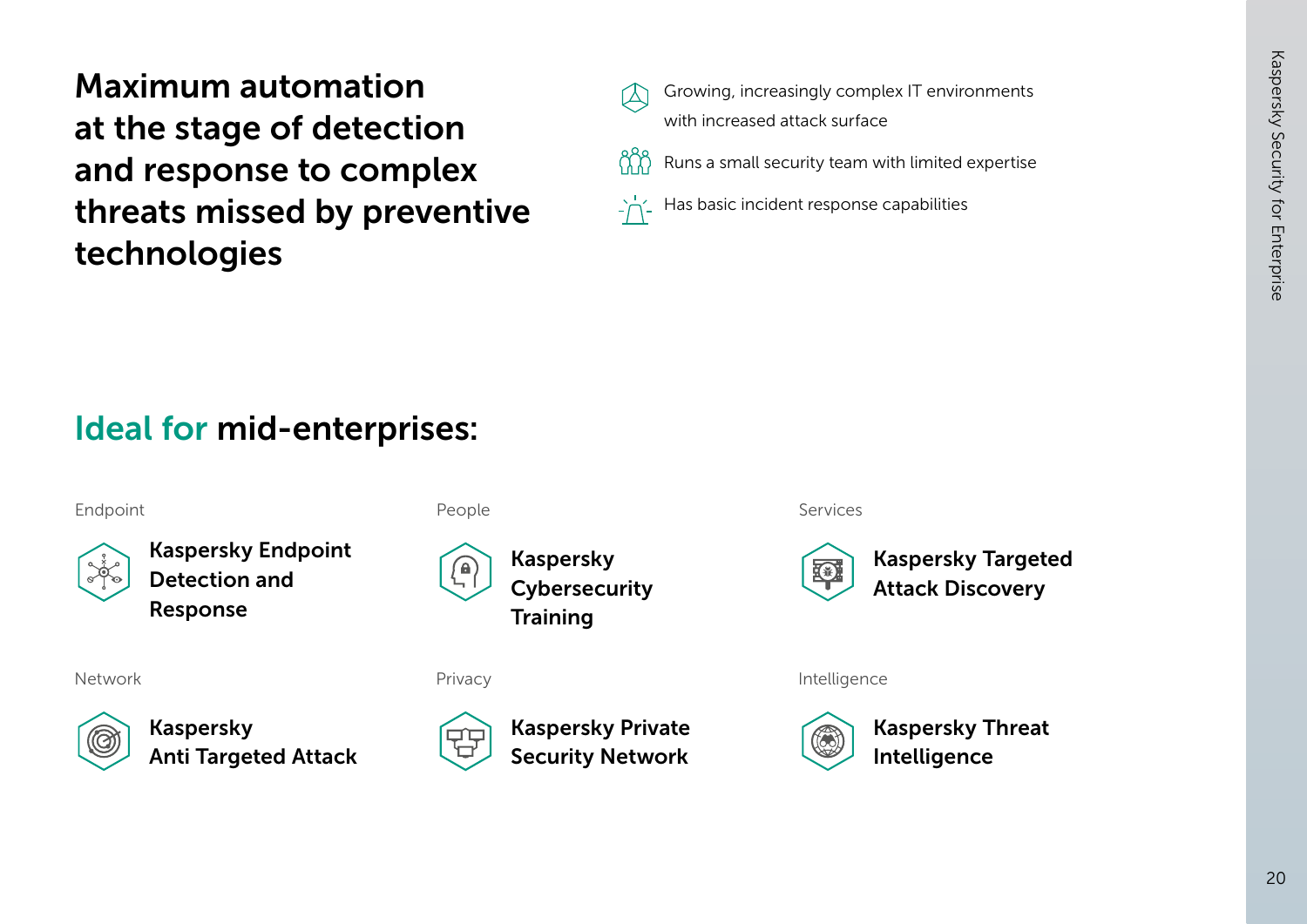# Maximum automation at the stage of detection and response to complex threats missed by preventive technologies

- Growing, increasingly complex IT environments with increased attack surface
- Runs a small security team with limited expertise
- Has basic incident response capabilities

## Ideal for mid-enterprises:

Endpoint

**Kaspersky Endpoint Detection and Response**

People

**Kaspersky Cybersecurity Training**

Services

**Kaspersky Targeted Attack Discovery**

Network

**Kaspersky Anti Targeted Attack**

Privacy

**Kaspersky Private Security Network**

Intelligence

**Kaspersky Threat Intelligence**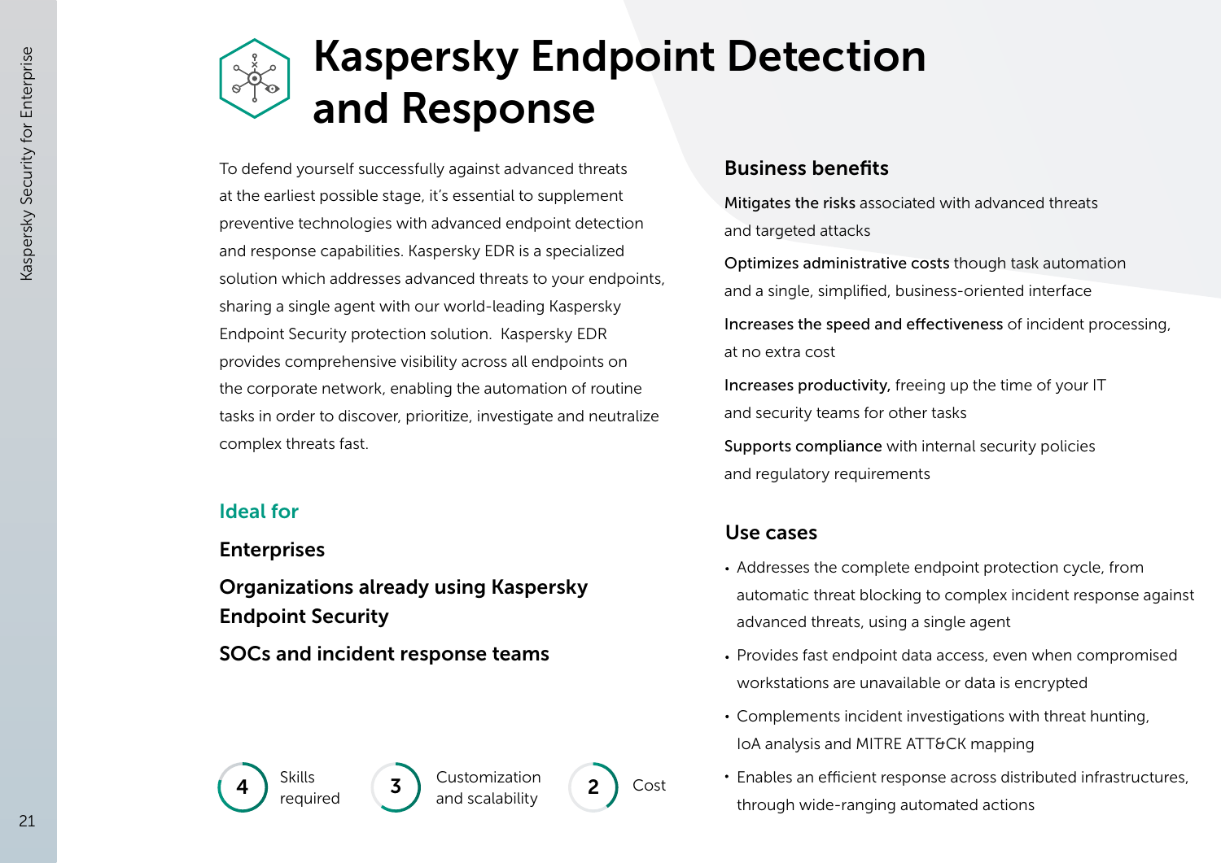# Kaspersky Endpoint Detection and Response

To defend yourself successfully against advanced threats at the earliest possible stage, it's essential to supplement preventive technologies with advanced endpoint detection and response capabilities. Kaspersky EDR is a specialized solution which addresses advanced threats to your endpoints, sharing a single agent with our world-leading Kaspersky Endpoint Security protection solution. Kaspersky EDR provides comprehensive visibility across all endpoints on the corporate network, enabling the automation of routine tasks in order to discover, prioritize, investigate and neutralize complex threats fast.

## Ideal for

**Enterprises**

**Organizations already using Kaspersky Endpoint Security**

**SOCs and incident response teams**

**4** Skills required

**3** Customization and scalability

**2** Cost

## Business benefits

**Mitigates the risks** associated with advanced threats and targeted attacks

**Optimizes administrative costs** though task automation and a single, simplified, business-oriented interface

**Increases the speed and effectiveness** of incident processing, at no extra cost

**Increases productivity,** freeing up the time of your IT and security teams for other tasks

**Supports compliance** with internal security policies and regulatory requirements

## Use cases

- Addresses the complete endpoint protection cycle, from automatic threat blocking to complex incident response against advanced threats, using a single agent
- Provides fast endpoint data access, even when compromised workstations are unavailable or data is encrypted
- Complements incident investigations with threat hunting, IoA analysis and MITRE ATT&CK mapping
- Enables an efficient response across distributed infrastructures, through wide-ranging automated actions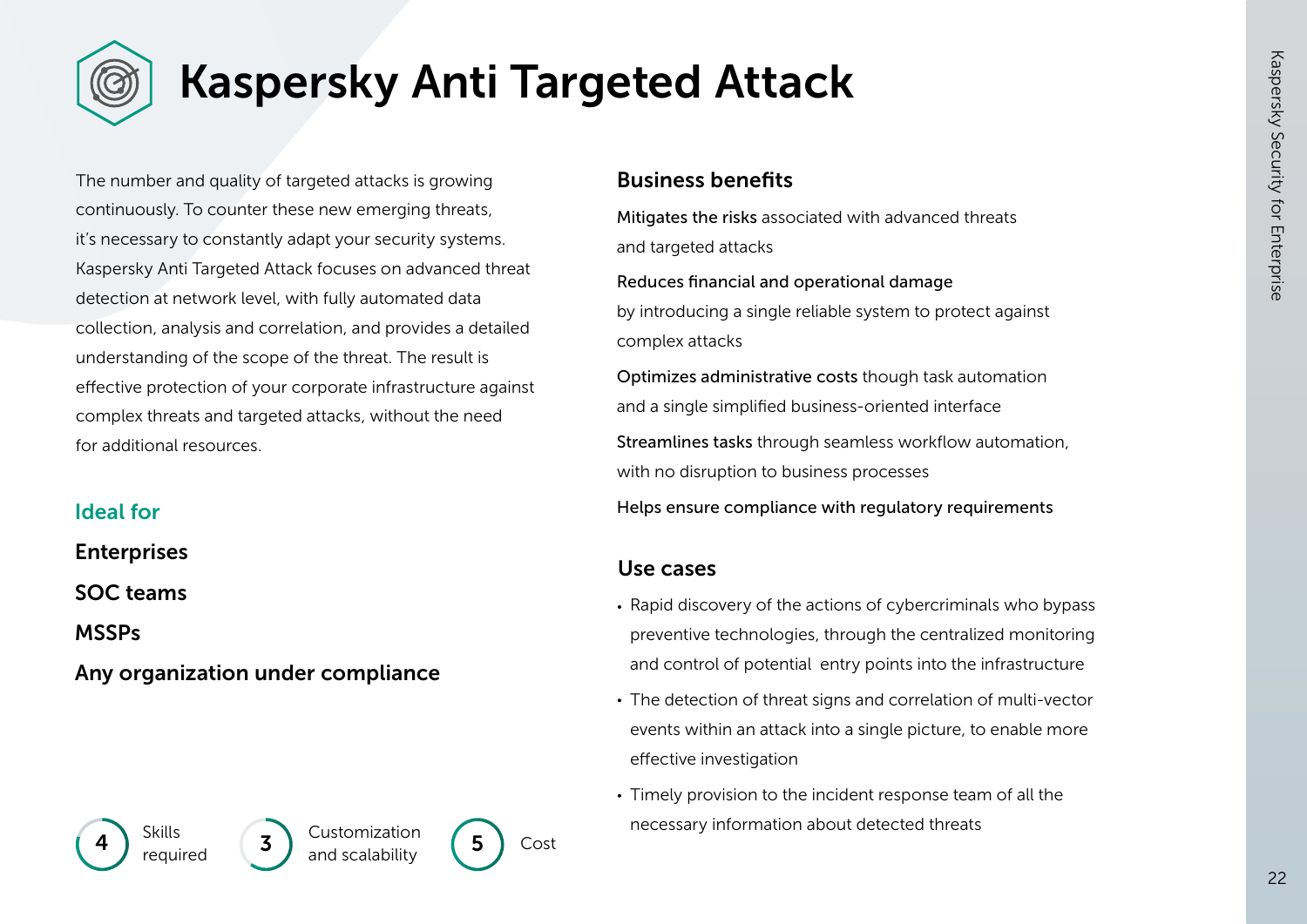# Kaspersky Anti Targeted Attack

The number and quality of targeted attacks is growing continuously. To counter these new emerging threats, it's necessary to constantly adapt your security systems. Kaspersky Anti Targeted Attack focuses on advanced threat detection at network level, with fully automated data collection, analysis and correlation, and provides a detailed understanding of the scope of the threat. The result is effective protection of your corporate infrastructure against complex threats and targeted attacks, without the need for additional resources.

## Ideal for

**Enterprises**

**SOC teams**

**MSSPs**

**Any organization under compliance**

4 Skills required

3 Customization and scalability

5 Cost

## Business benefits

Mitigates the risks associated with advanced threats and targeted attacks

Reduces financial and operational damage by introducing a single reliable system to protect against complex attacks

Optimizes administrative costs though task automation and a single simplified business-oriented interface

Streamlines tasks through seamless workflow automation, with no disruption to business processes

Helps ensure compliance with regulatory requirements

## Use cases

- Rapid discovery of the actions of cybercriminals who bypass preventive technologies, through the centralized monitoring and control of potential entry points into the infrastructure
- The detection of threat signs and correlation of multi-vector events within an attack into a single picture, to enable more effective investigation
- Timely provision to the incident response team of all the necessary information about detected threats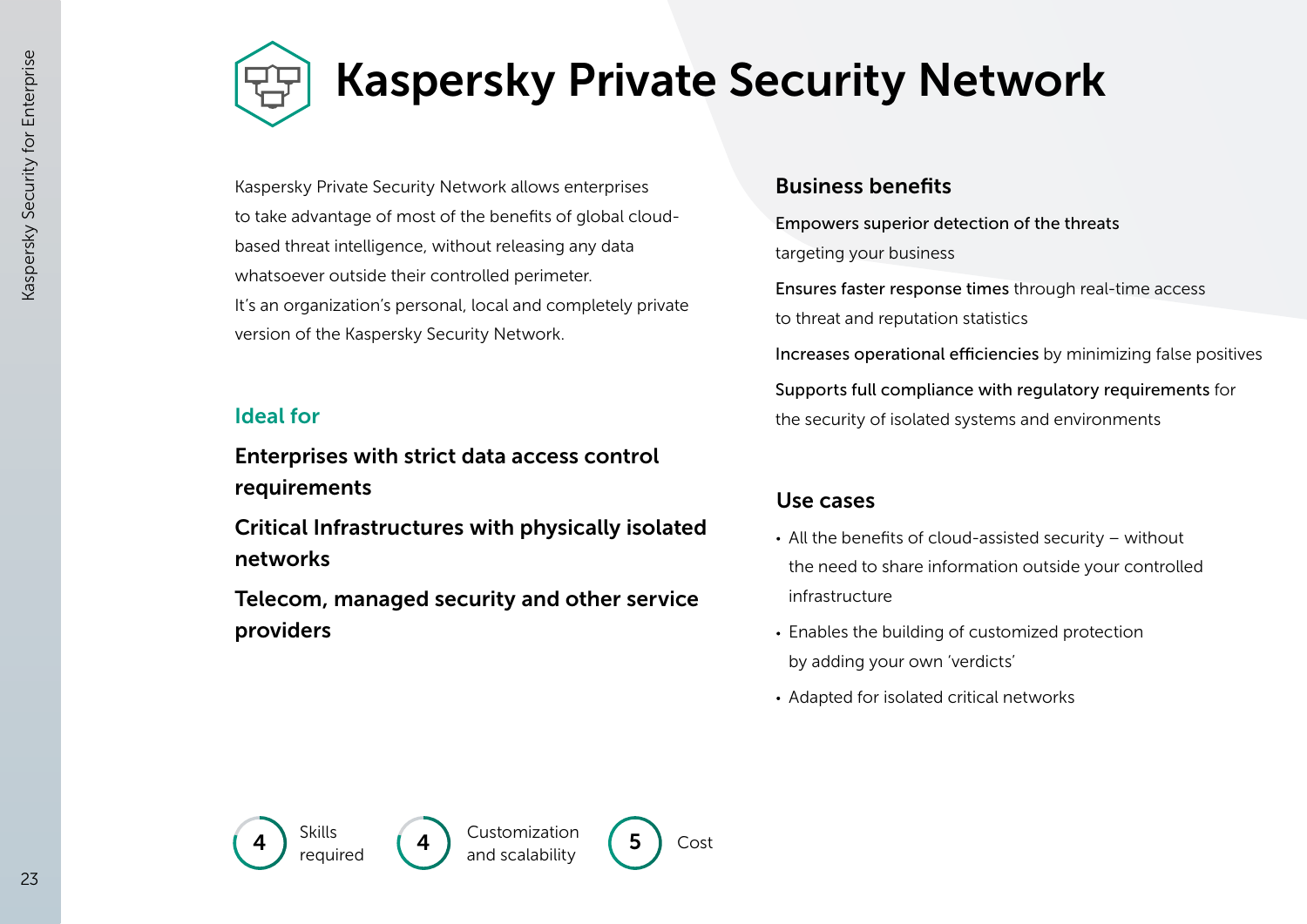# Kaspersky Private Security Network

Kaspersky Private Security Network allows enterprises to take advantage of most of the benefits of global cloud-based threat intelligence, without releasing any data whatsoever outside their controlled perimeter. It's an organization's personal, local and completely private version of the Kaspersky Security Network.

## Ideal for

**Enterprises with strict data access control requirements**

**Critical Infrastructures with physically isolated networks**

**Telecom, managed security and other service providers**

## Business benefits

Empowers superior detection of the threats targeting your business

Ensures faster response times through real-time access to threat and reputation statistics

Increases operational efficiencies by minimizing false positives

Supports full compliance with regulatory requirements for the security of isolated systems and environments

## Use cases

- All the benefits of cloud-assisted security – without the need to share information outside your controlled infrastructure
- Enables the building of customized protection by adding your own 'verdicts'
- Adapted for isolated critical networks

4 Skills required

4 Customization and scalability

5 Cost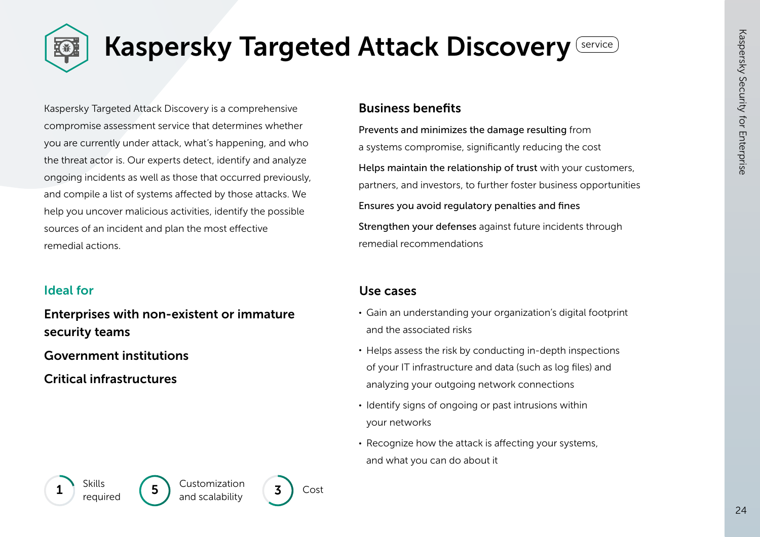# Kaspersky Targeted Attack Discovery (service)

Kaspersky Targeted Attack Discovery is a comprehensive compromise assessment service that determines whether you are currently under attack, what's happening, and who the threat actor is. Our experts detect, identify and analyze ongoing incidents as well as those that occurred previously, and compile a list of systems affected by those attacks. We help you uncover malicious activities, identify the possible sources of an incident and plan the most effective remedial actions.

## Ideal for

**Enterprises with non-existent or immature security teams**

**Government institutions**

**Critical infrastructures**

## Business benefits

**Prevents and minimizes the damage resulting** from a systems compromise, significantly reducing the cost

**Helps maintain the relationship of trust** with your customers, partners, and investors, to further foster business opportunities

**Ensures you avoid regulatory penalties and fines**

**Strengthen your defenses** against future incidents through remedial recommendations

## Use cases

- Gain an understanding your organization's digital footprint and the associated risks
- Helps assess the risk by conducting in-depth inspections of your IT infrastructure and data (such as log files) and analyzing your outgoing network connections
- Identify signs of ongoing or past intrusions within your networks
- Recognize how the attack is affecting your systems, and what you can do about it

1 Skills required

5 Customization and scalability

3 Cost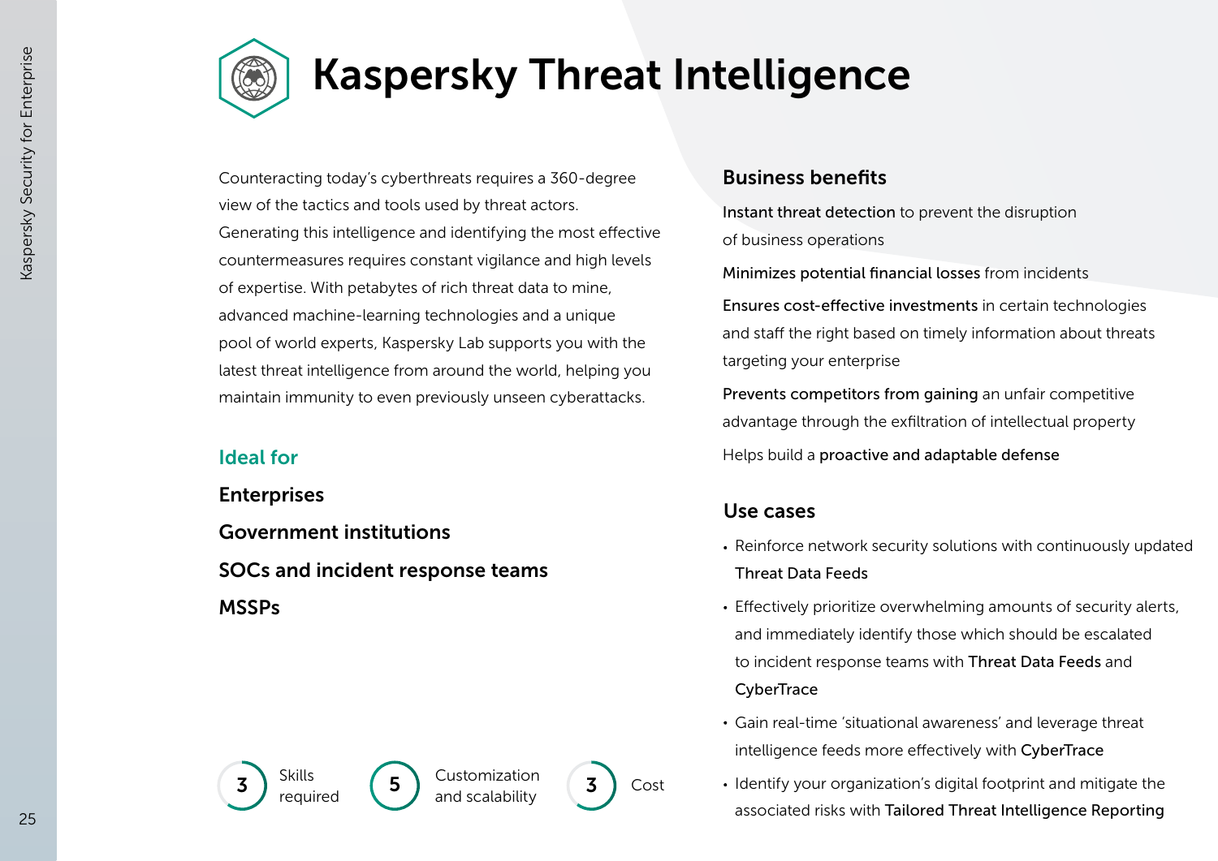# Kaspersky Threat Intelligence

Counteracting today's cyberthreats requires a 360-degree view of the tactics and tools used by threat actors. Generating this intelligence and identifying the most effective countermeasures requires constant vigilance and high levels of expertise. With petabytes of rich threat data to mine, advanced machine-learning technologies and a unique pool of world experts, Kaspersky Lab supports you with the latest threat intelligence from around the world, helping you maintain immunity to even previously unseen cyberattacks.

## Ideal for

**Enterprises**

**Government institutions**

**SOCs and incident response teams**

**MSSPs**

3 Skills required

5 Customization and scalability

3 Cost

## Business benefits

**Instant threat detection** to prevent the disruption of business operations

**Minimizes potential financial losses** from incidents

**Ensures cost-effective investments** in certain technologies and staff the right based on timely information about threats targeting your enterprise

**Prevents competitors from gaining** an unfair competitive advantage through the exfiltration of intellectual property

Helps build a **proactive and adaptable defense**

## Use cases

- Reinforce network security solutions with continuously updated **Threat Data Feeds**
- Effectively prioritize overwhelming amounts of security alerts, and immediately identify those which should be escalated to incident response teams with **Threat Data Feeds** and **CyberTrace**
- Gain real-time 'situational awareness' and leverage threat intelligence feeds more effectively with **CyberTrace**
- Identify your organization's digital footprint and mitigate the associated risks with **Tailored Threat Intelligence Reporting**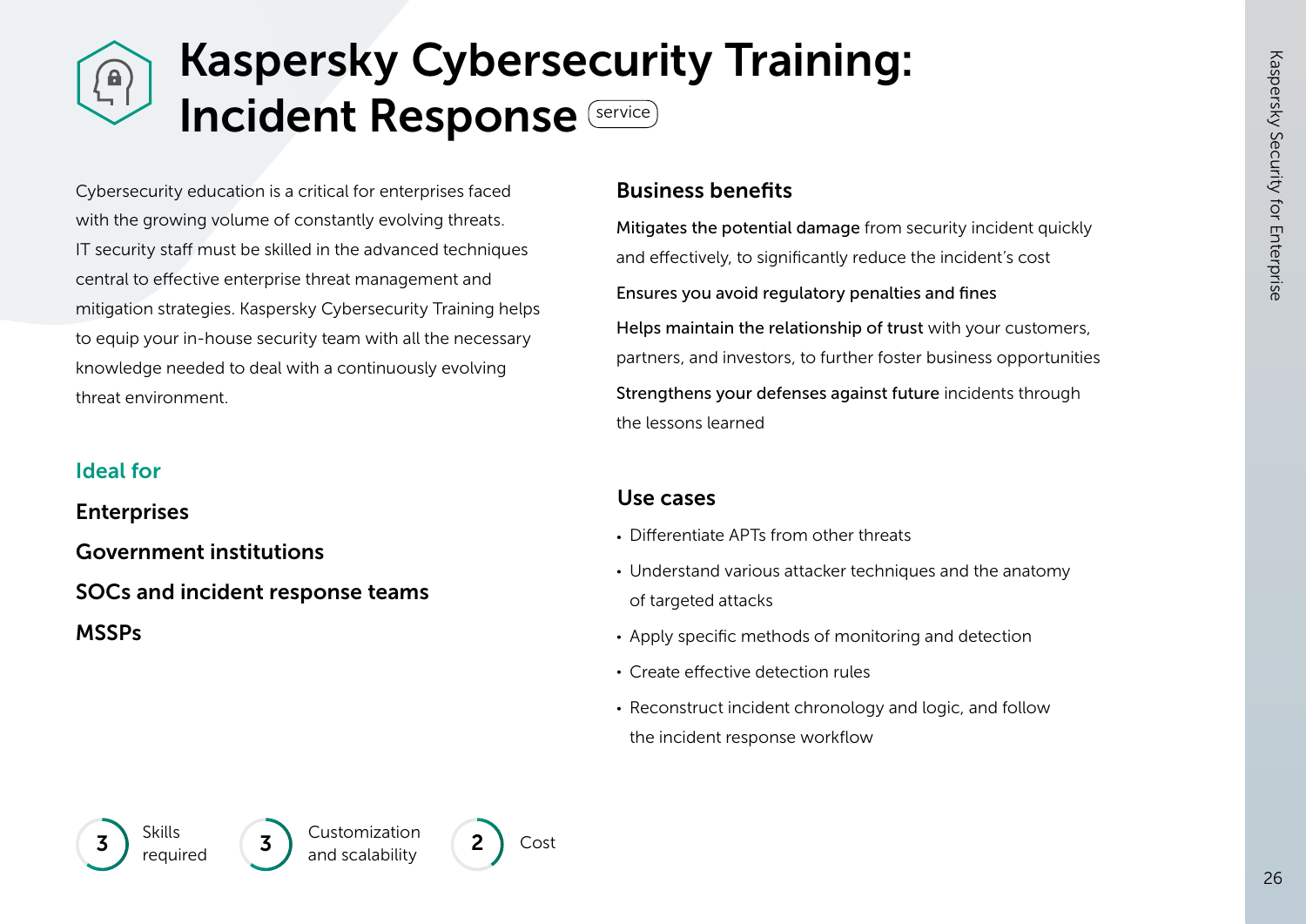# Kaspersky Cybersecurity Training: Incident Response

service

Cybersecurity education is a critical for enterprises faced with the growing volume of constantly evolving threats. IT security staff must be skilled in the advanced techniques central to effective enterprise threat management and mitigation strategies. Kaspersky Cybersecurity Training helps to equip your in-house security team with all the necessary knowledge needed to deal with a continuously evolving threat environment.

## Ideal for

**Enterprises**

**Government institutions**

**SOCs and incident response teams**

**MSSPs**

## Business benefits

**Mitigates the potential damage** from security incident quickly and effectively, to significantly reduce the incident's cost

**Ensures you avoid regulatory penalties and fines**

**Helps maintain the relationship of trust** with your customers, partners, and investors, to further foster business opportunities

**Strengthens your defenses against future** incidents through the lessons learned

## Use cases

- Differentiate APTs from other threats
- Understand various attacker techniques and the anatomy of targeted attacks
- Apply specific methods of monitoring and detection
- Create effective detection rules
- Reconstruct incident chronology and logic, and follow the incident response workflow

3 Skills required

3 Customization and scalability

2 Cost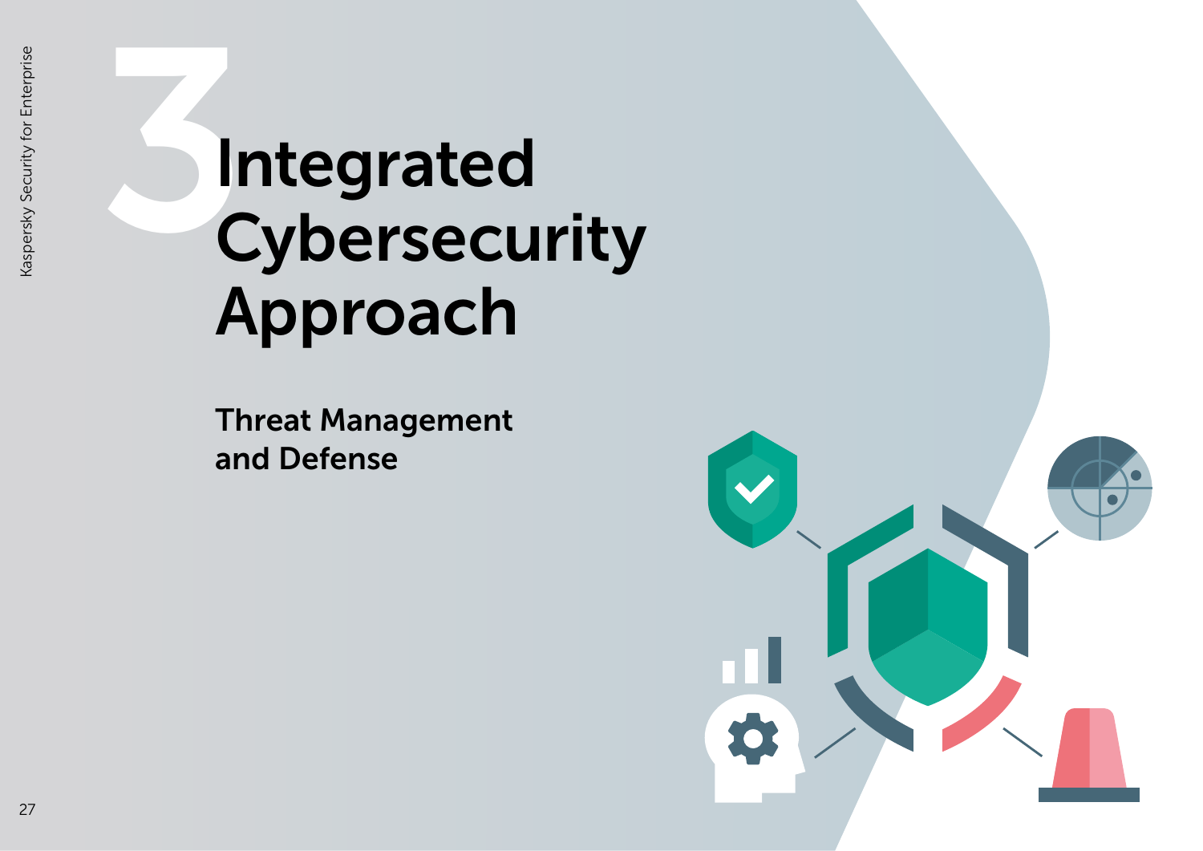# 3 Integrated Cybersecurity Approach

## Threat Management and Defense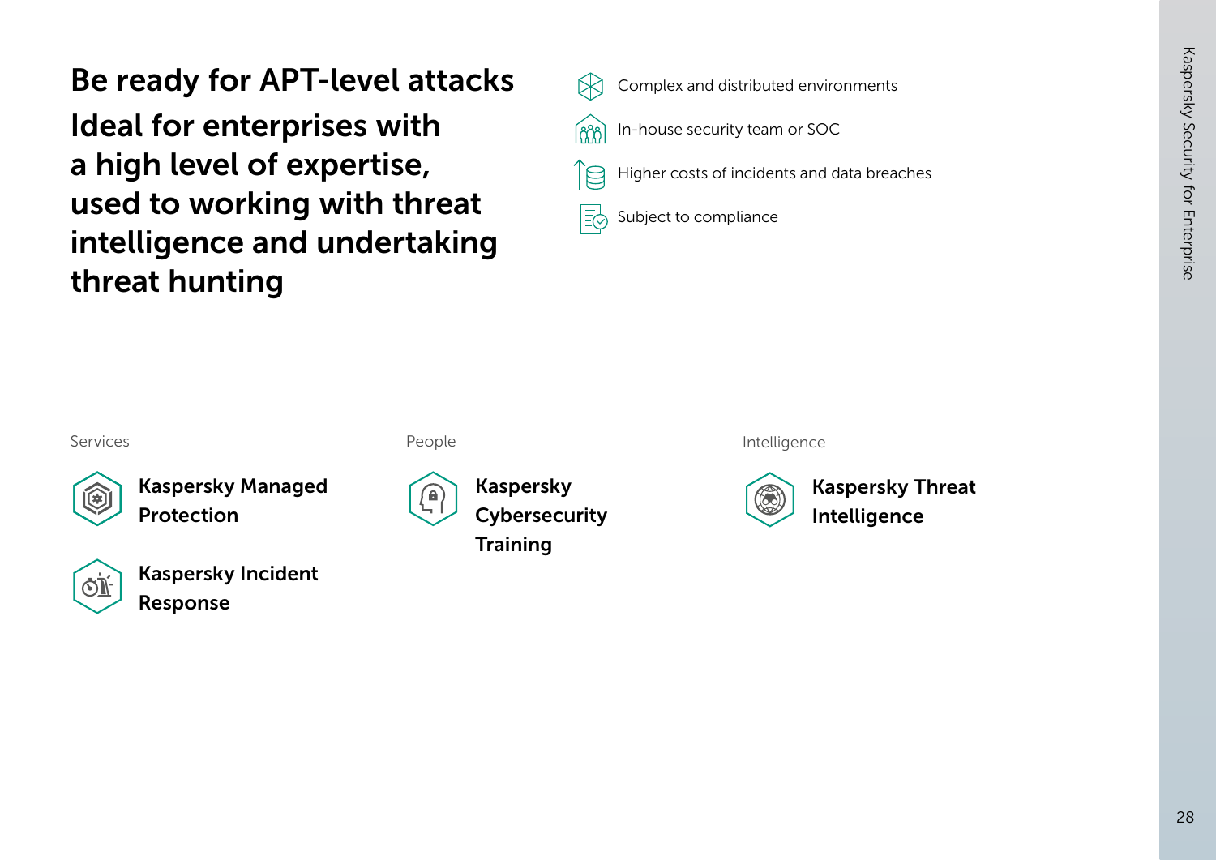# Be ready for APT-level attacks

## Ideal for enterprises with a high level of expertise, used to working with threat intelligence and undertaking threat hunting

- Complex and distributed environments
- In-house security team or SOC
- Higher costs of incidents and data breaches
- Subject to compliance

Services

**Kaspersky Managed Protection**

**Kaspersky Incident Response**

People

**Kaspersky Cybersecurity Training**

Intelligence

**Kaspersky Threat Intelligence**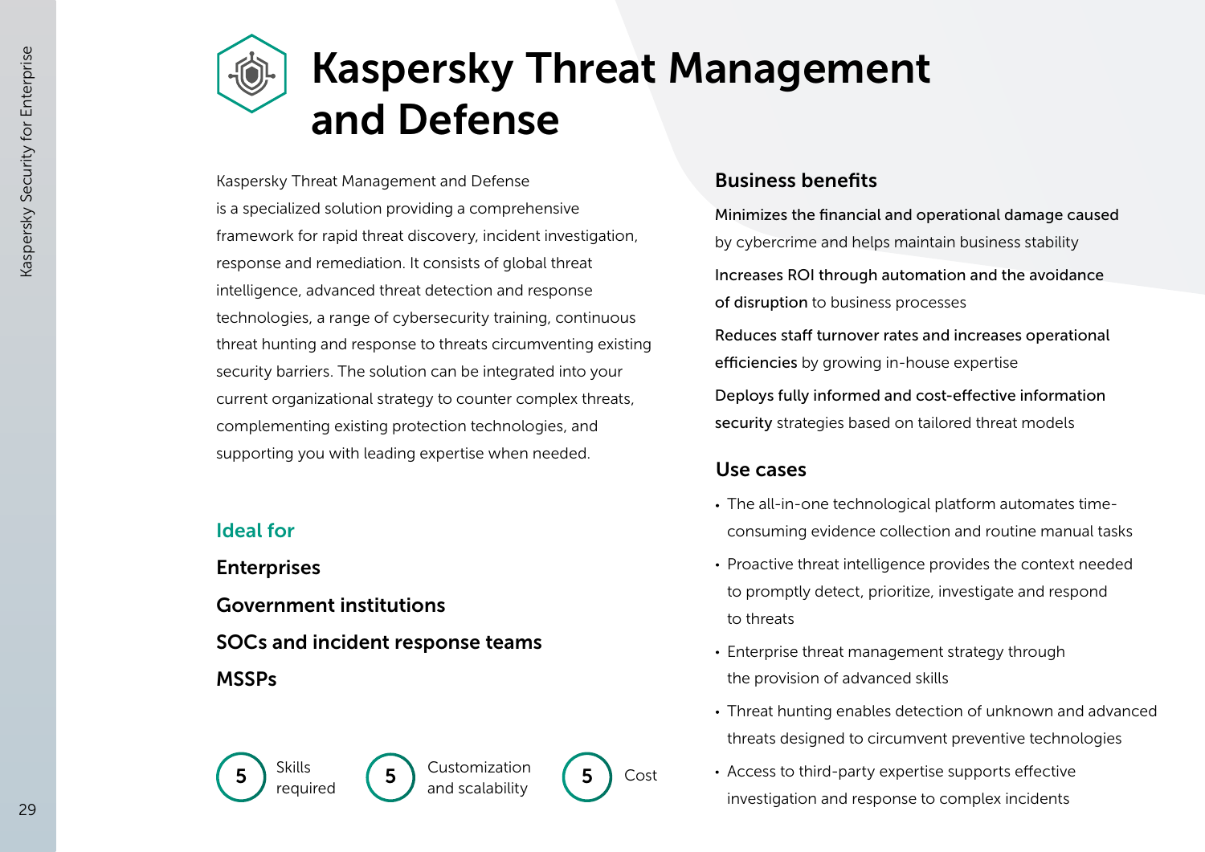# Kaspersky Threat Management and Defense

Kaspersky Threat Management and Defense is a specialized solution providing a comprehensive framework for rapid threat discovery, incident investigation, response and remediation. It consists of global threat intelligence, advanced threat detection and response technologies, a range of cybersecurity training, continuous threat hunting and response to threats circumventing existing security barriers. The solution can be integrated into your current organizational strategy to counter complex threats, complementing existing protection technologies, and supporting you with leading expertise when needed.

## Ideal for

**Enterprises**

**Government institutions**

**SOCs and incident response teams**

**MSSPs**

5 Skills required

5 Customization and scalability

5 Cost

## Business benefits

**Minimizes the financial and operational damage caused** by cybercrime and helps maintain business stability

**Increases ROI through automation and the avoidance of disruption** to business processes

**Reduces staff turnover rates and increases operational efficiencies** by growing in-house expertise

**Deploys fully informed and cost-effective information security** strategies based on tailored threat models

## Use cases

- The all-in-one technological platform automates time-consuming evidence collection and routine manual tasks
- Proactive threat intelligence provides the context needed to promptly detect, prioritize, investigate and respond to threats
- Enterprise threat management strategy through the provision of advanced skills
- Threat hunting enables detection of unknown and advanced threats designed to circumvent preventive technologies
- Access to third-party expertise supports effective investigation and response to complex incidents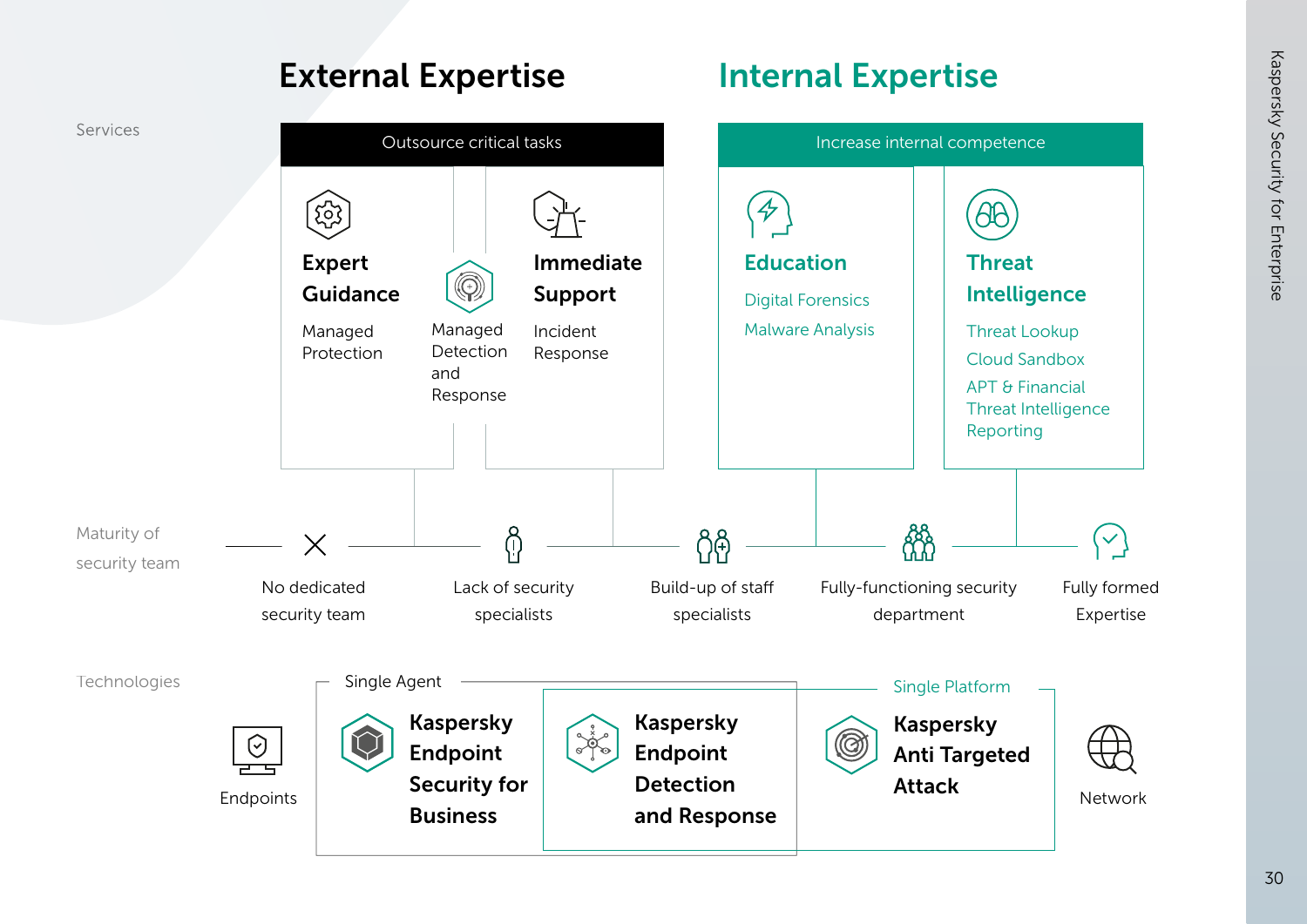# External Expertise

# Internal Expertise

Services

**Outsource critical tasks**

### Expert Guidance

Managed Protection

Managed Detection and Response

### Immediate Support

Incident Response

**Increase internal competence**

### Education

Digital Forensics

Malware Analysis

### Threat Intelligence

Threat Lookup

Cloud Sandbox

APT & Financial Threat Intelligence Reporting

Maturity of security team

- No dedicated security team
- Lack of security specialists
- Build-up of staff specialists
- Fully-functioning security department
- Fully formed Expertise

Technologies

Endpoints

Single Agent

**Kaspersky Endpoint Security for Business**

**Kaspersky Endpoint Detection and Response**

Single Platform

**Kaspersky Anti Targeted Attack**

Network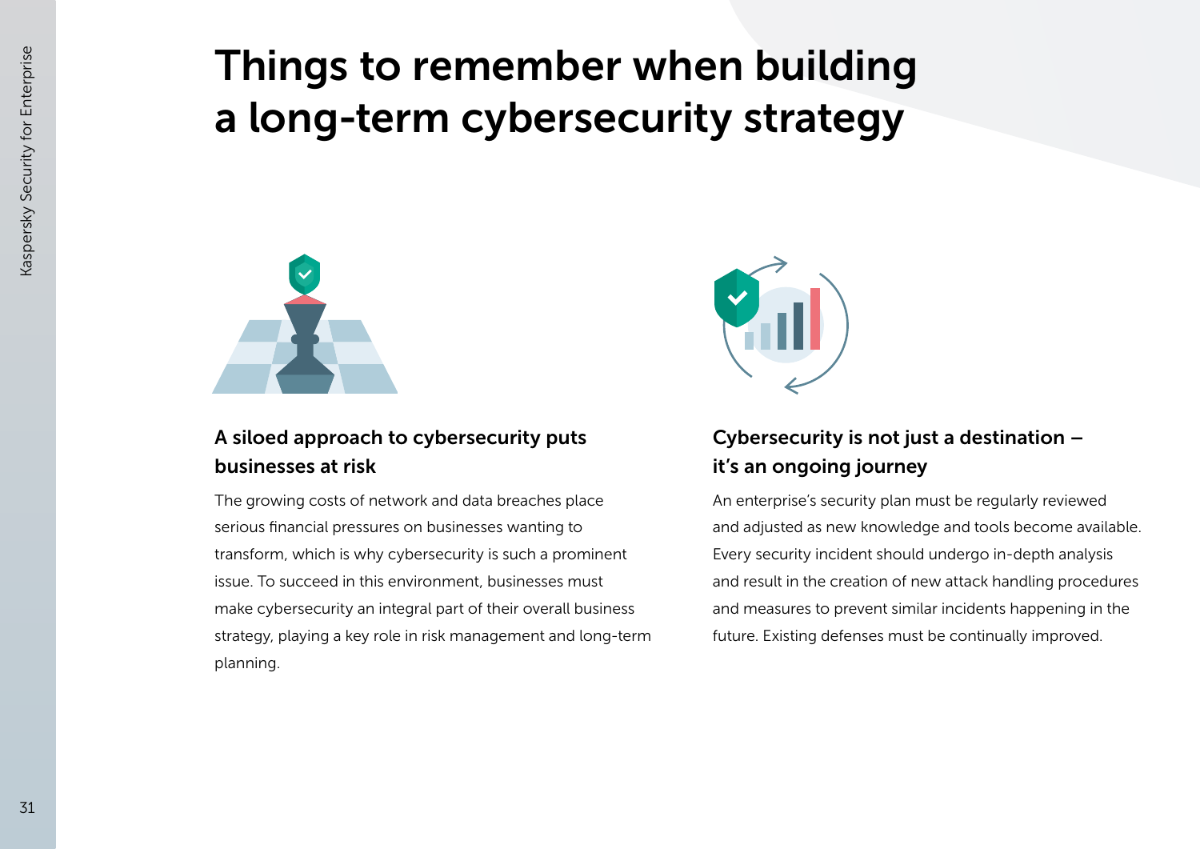# Things to remember when building a long-term cybersecurity strategy

## A siloed approach to cybersecurity puts businesses at risk

The growing costs of network and data breaches place serious financial pressures on businesses wanting to transform, which is why cybersecurity is such a prominent issue. To succeed in this environment, businesses must make cybersecurity an integral part of their overall business strategy, playing a key role in risk management and long-term planning.

## Cybersecurity is not just a destination – it's an ongoing journey

An enterprise's security plan must be regularly reviewed and adjusted as new knowledge and tools become available. Every security incident should undergo in-depth analysis and result in the creation of new attack handling procedures and measures to prevent similar incidents happening in the future. Existing defenses must be continually improved.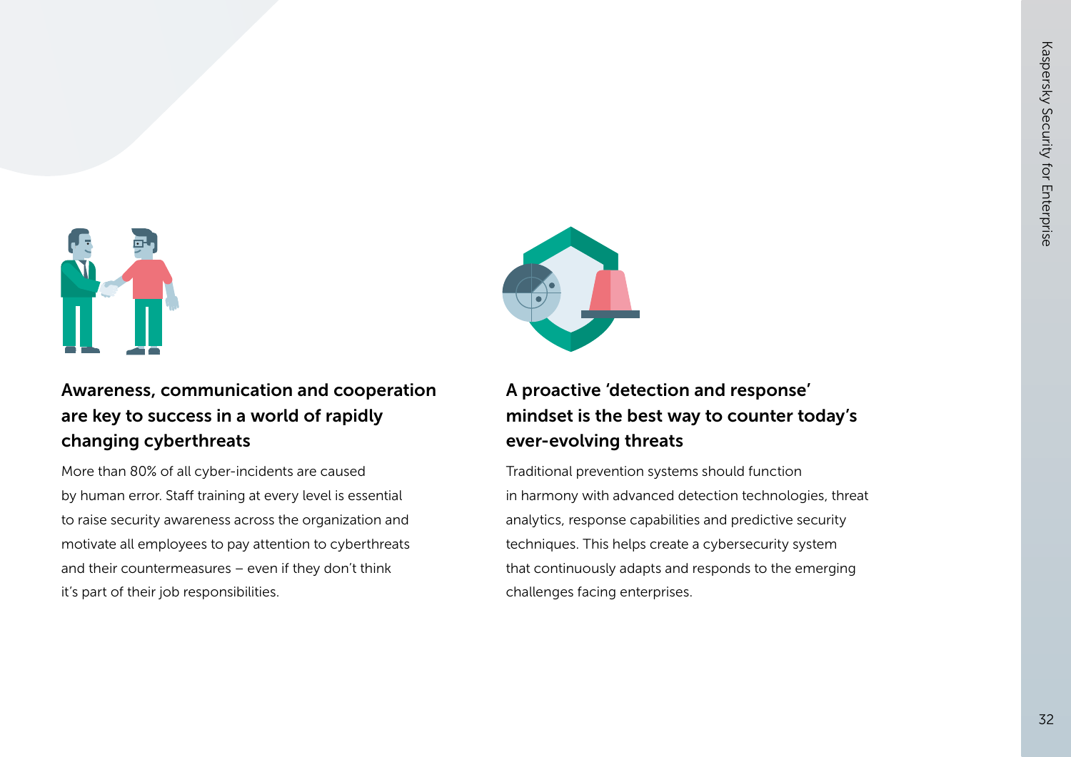## Awareness, communication and cooperation are key to success in a world of rapidly changing cyberthreats

More than 80% of all cyber-incidents are caused by human error. Staff training at every level is essential to raise security awareness across the organization and motivate all employees to pay attention to cyberthreats and their countermeasures – even if they don't think it's part of their job responsibilities.

## A proactive 'detection and response' mindset is the best way to counter today's ever-evolving threats

Traditional prevention systems should function in harmony with advanced detection technologies, threat analytics, response capabilities and predictive security techniques. This helps create a cybersecurity system that continuously adapts and responds to the emerging challenges facing enterprises.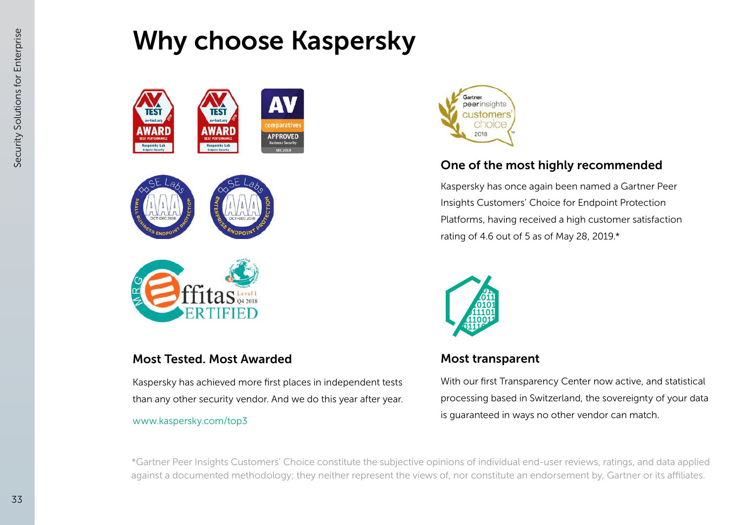# Why choose Kaspersky

## Most Tested. Most Awarded

Kaspersky has achieved more first places in independent tests than any other security vendor. And we do this year after year.

www.kaspersky.com/top3

## One of the most highly recommended

Kaspersky has once again been named a Gartner Peer Insights Customers' Choice for Endpoint Protection Platforms, having received a high customer satisfaction rating of 4.6 out of 5 as of May 28, 2019.*

## Most transparent

With our first Transparency Center now active, and statistical processing based in Switzerland, the sovereignty of your data is guaranteed in ways no other vendor can match.

*Gartner Peer Insights Customers' Choice constitute the subjective opinions of individual end-user reviews, ratings, and data applied against a documented methodology; they neither represent the views of, nor constitute an endorsement by, Gartner or its affiliates.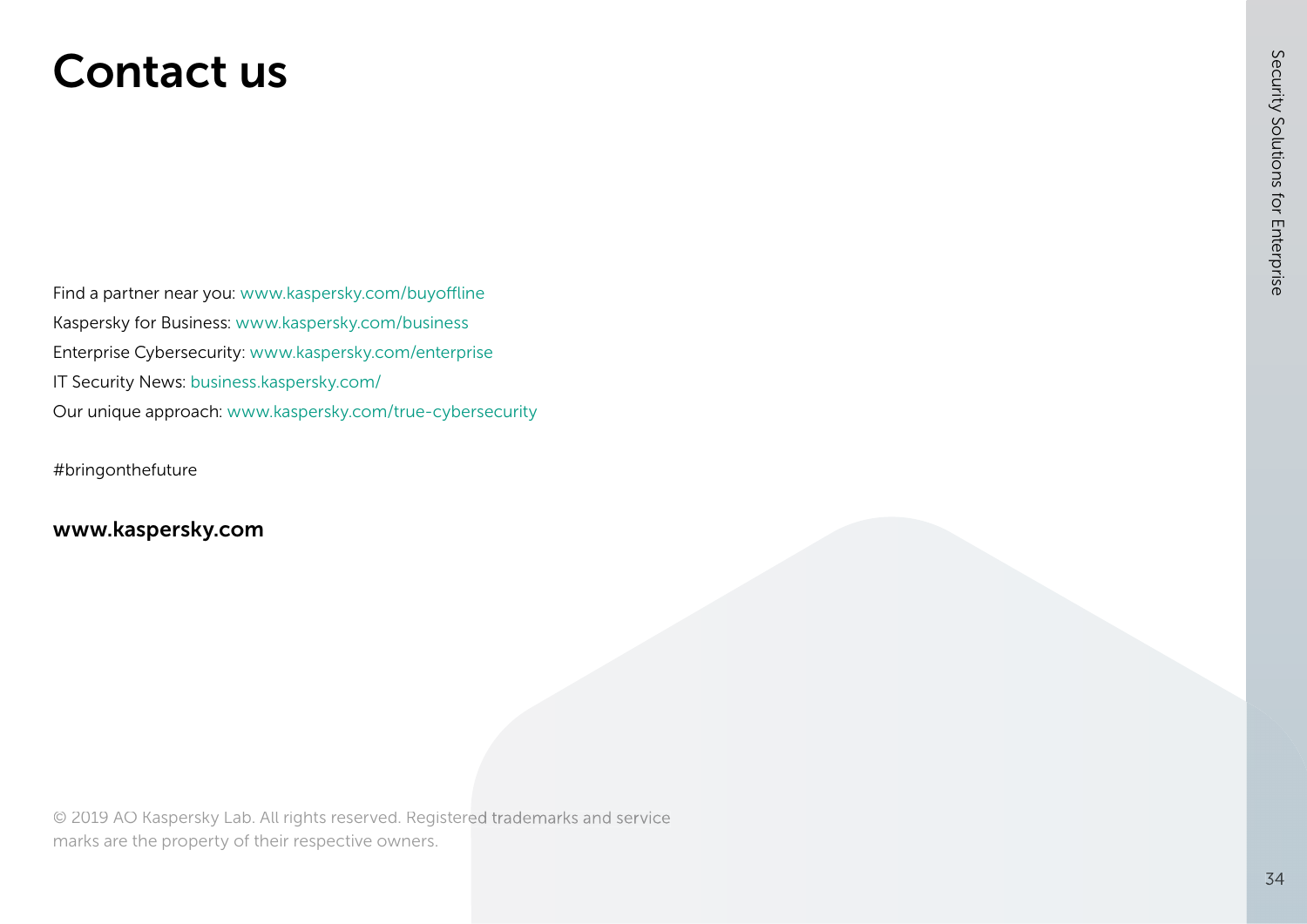# Contact us

Find a partner near you: www.kaspersky.com/buyoffline
Kaspersky for Business: www.kaspersky.com/business
Enterprise Cybersecurity: www.kaspersky.com/enterprise
IT Security News: business.kaspersky.com/
Our unique approach: www.kaspersky.com/true-cybersecurity

#bringonthefuture

**www.kaspersky.com**

© 2019 AO Kaspersky Lab. All rights reserved. Registered trademarks and service marks are the property of their respective owners.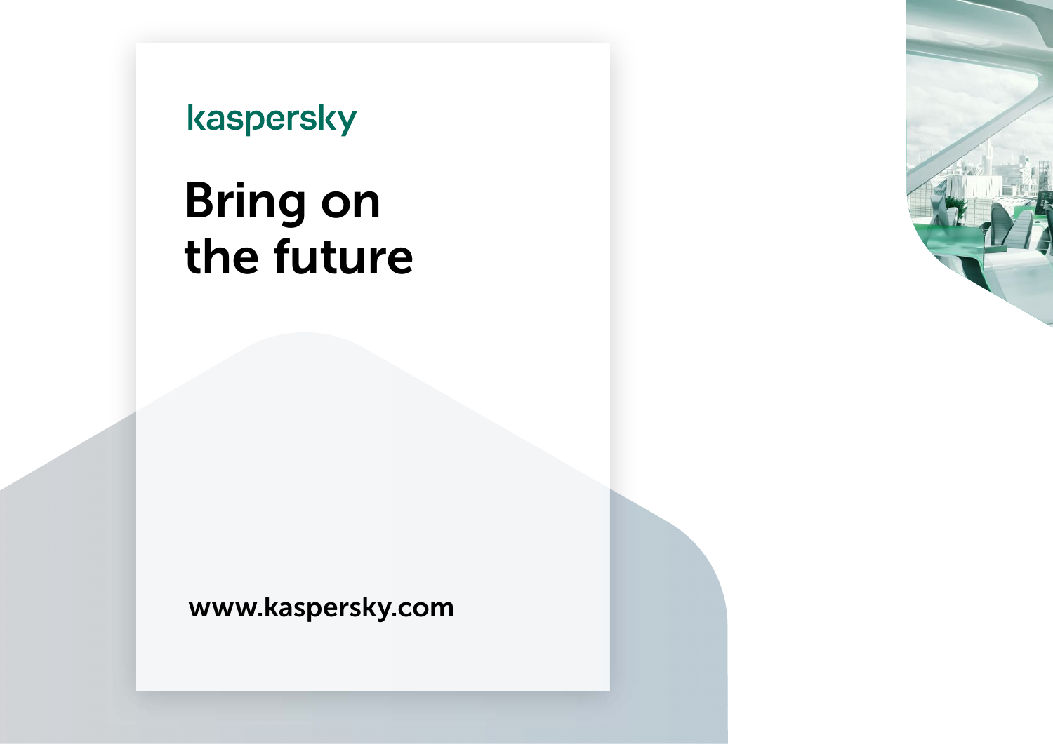kaspersky

# Bring on the future

www.kaspersky.com